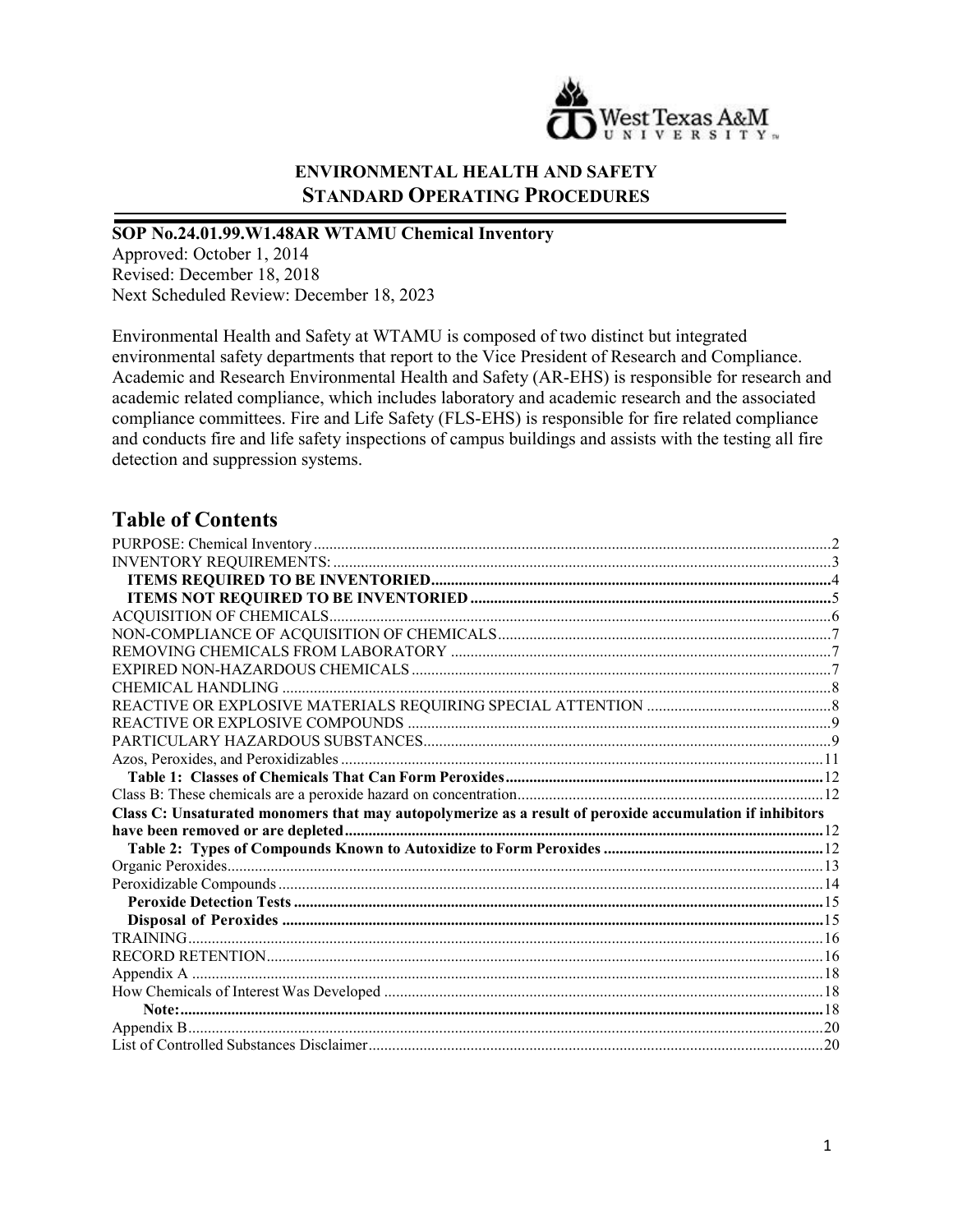West Texas A&M UNIVERSITY

**ENVIRONMENTAL HEALTH AND SAFETY**
**STANDARD OPERATING PROCEDURES**

---

**SOP No.24.01.99.W1.48AR WTAMU Chemical Inventory**
Approved: October 1, 2014
Revised: December 18, 2018
Next Scheduled Review: December 18, 2023

Environmental Health and Safety at WTAMU is composed of two distinct but integrated environmental safety departments that report to the Vice President of Research and Compliance. Academic and Research Environmental Health and Safety (AR-EHS) is responsible for research and academic related compliance, which includes laboratory and academic research and the associated compliance committees. Fire and Life Safety (FLS-EHS) is responsible for fire related compliance and conducts fire and life safety inspections of campus buildings and assists with the testing all fire detection and suppression systems.

## Table of Contents

PURPOSE: Chemical Inventory ........ 2
INVENTORY REQUIREMENTS: ........ 3
- **ITEMS REQUIRED TO BE INVENTORIED** ........ 4
- **ITEMS NOT REQUIRED TO BE INVENTORIED** ........ 5

ACQUISITION OF CHEMICALS ........ 6
NON-COMPLIANCE OF ACQUISITION OF CHEMICALS ........ 7
REMOVING CHEMICALS FROM LABORATORY ........ 7
EXPIRED NON-HAZARDOUS CHEMICALS ........ 7
CHEMICAL HANDLING ........ 8
REACTIVE OR EXPLOSIVE MATERIALS REQUIRING SPECIAL ATTENTION ........ 8
REACTIVE OR EXPLOSIVE COMPOUNDS ........ 9
PARTICULARY HAZARDOUS SUBSTANCES ........ 9
Azos, Peroxides, and Peroxidizables ........ 11
- **Table 1: Classes of Chemicals That Can Form Peroxides** ........ 12

Class B: These chemicals are a peroxide hazard on concentration ........ 12
**Class C: Unsaturated monomers that may autopolymerize as a result of peroxide accumulation if inhibitors have been removed or are depleted** ........ 12
- **Table 2: Types of Compounds Known to Autoxidize to Form Peroxides** ........ 12

Organic Peroxides ........ 13
Peroxidizable Compounds ........ 14
- **Peroxide Detection Tests** ........ 15
- **Disposal of Peroxides** ........ 15

TRAINING ........ 16
RECORD RETENTION ........ 16
Appendix A ........ 18
How Chemicals of Interest Was Developed ........ 18
- **Note:** ........ 18

Appendix B ........ 20
List of Controlled Substances Disclaimer ........ 20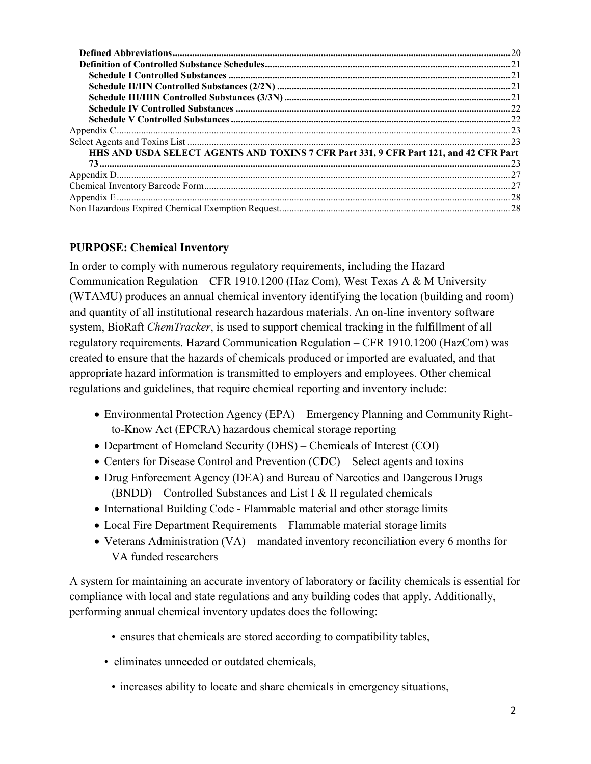Defined Abbreviations .......... 20
Definition of Controlled Substance Schedules .......... 21
Schedule I Controlled Substances .......... 21
Schedule II/IIN Controlled Substances (2/2N) .......... 21
Schedule III/IIIN Controlled Substances (3/3N) .......... 21
Schedule IV Controlled Substances .......... 22
Schedule V Controlled Substances .......... 22
Appendix C .......... 23
Select Agents and Toxins List .......... 23
HHS AND USDA SELECT AGENTS AND TOXINS 7 CFR Part 331, 9 CFR Part 121, and 42 CFR Part 73 .......... 23
Appendix D .......... 27
Chemical Inventory Barcode Form .......... 27
Appendix E .......... 28
Non Hazardous Expired Chemical Exemption Request .......... 28

## PURPOSE: Chemical Inventory

In order to comply with numerous regulatory requirements, including the Hazard Communication Regulation – CFR 1910.1200 (Haz Com), West Texas A & M University (WTAMU) produces an annual chemical inventory identifying the location (building and room) and quantity of all institutional research hazardous materials. An on-line inventory software system, BioRaft *ChemTracker*, is used to support chemical tracking in the fulfillment of all regulatory requirements. Hazard Communication Regulation – CFR 1910.1200 (HazCom) was created to ensure that the hazards of chemicals produced or imported are evaluated, and that appropriate hazard information is transmitted to employers and employees. Other chemical regulations and guidelines, that require chemical reporting and inventory include:

- Environmental Protection Agency (EPA) – Emergency Planning and Community Right-to-Know Act (EPCRA) hazardous chemical storage reporting
- Department of Homeland Security (DHS) – Chemicals of Interest (COI)
- Centers for Disease Control and Prevention (CDC) – Select agents and toxins
- Drug Enforcement Agency (DEA) and Bureau of Narcotics and Dangerous Drugs (BNDD) – Controlled Substances and List I & II regulated chemicals
- International Building Code - Flammable material and other storage limits
- Local Fire Department Requirements – Flammable material storage limits
- Veterans Administration (VA) – mandated inventory reconciliation every 6 months for VA funded researchers

A system for maintaining an accurate inventory of laboratory or facility chemicals is essential for compliance with local and state regulations and any building codes that apply. Additionally, performing annual chemical inventory updates does the following:

- ensures that chemicals are stored according to compatibility tables,
- eliminates unneeded or outdated chemicals,
- increases ability to locate and share chemicals in emergency situations,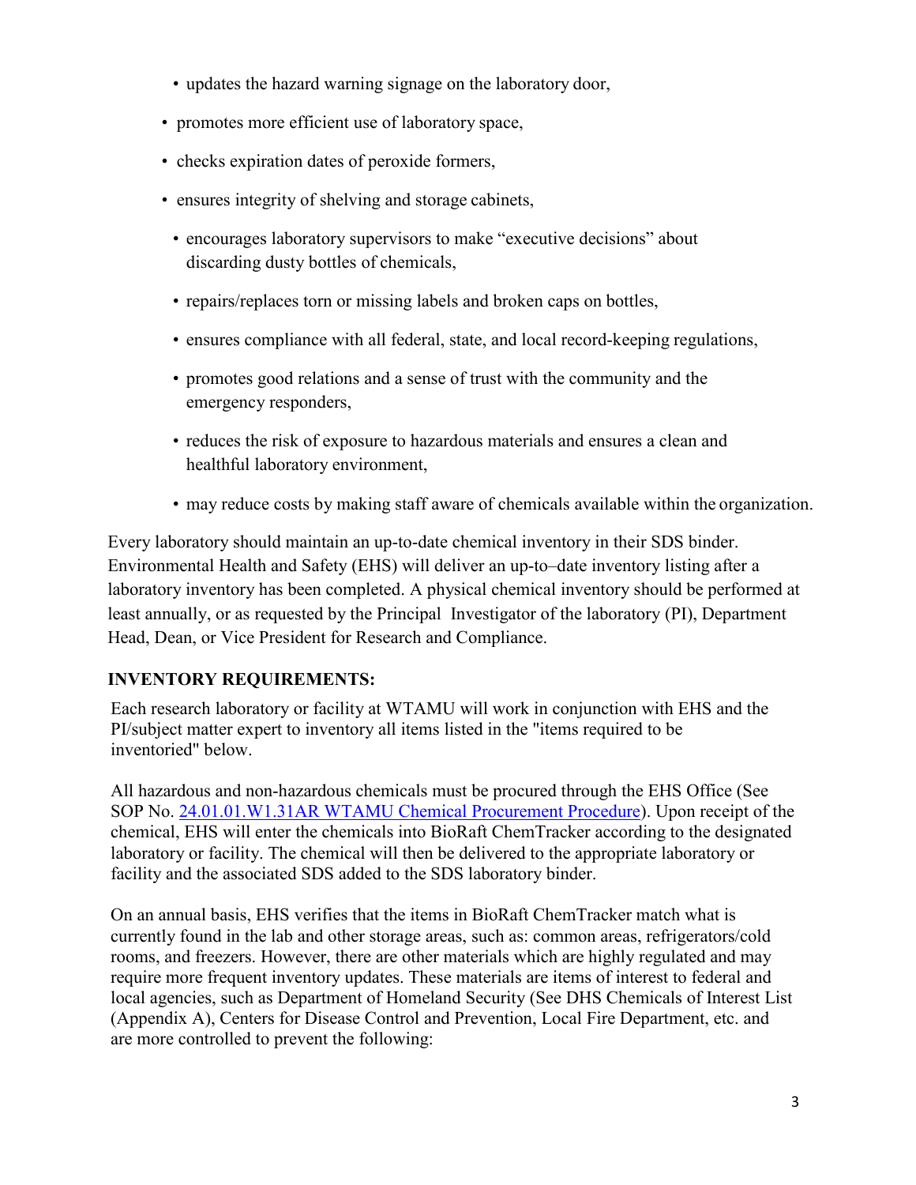- updates the hazard warning signage on the laboratory door,
- promotes more efficient use of laboratory space,
- checks expiration dates of peroxide formers,
- ensures integrity of shelving and storage cabinets,
- encourages laboratory supervisors to make "executive decisions" about discarding dusty bottles of chemicals,
- repairs/replaces torn or missing labels and broken caps on bottles,
- ensures compliance with all federal, state, and local record-keeping regulations,
- promotes good relations and a sense of trust with the community and the emergency responders,
- reduces the risk of exposure to hazardous materials and ensures a clean and healthful laboratory environment,
- may reduce costs by making staff aware of chemicals available within the organization.

Every laboratory should maintain an up-to-date chemical inventory in their SDS binder. Environmental Health and Safety (EHS) will deliver an up-to–date inventory listing after a laboratory inventory has been completed. A physical chemical inventory should be performed at least annually, or as requested by the Principal Investigator of the laboratory (PI), Department Head, Dean, or Vice President for Research and Compliance.

## INVENTORY REQUIREMENTS:

Each research laboratory or facility at WTAMU will work in conjunction with EHS and the PI/subject matter expert to inventory all items listed in the "items required to be inventoried" below.

All hazardous and non-hazardous chemicals must be procured through the EHS Office (See SOP No. 24.01.01.W1.31AR WTAMU Chemical Procurement Procedure). Upon receipt of the chemical, EHS will enter the chemicals into BioRaft ChemTracker according to the designated laboratory or facility. The chemical will then be delivered to the appropriate laboratory or facility and the associated SDS added to the SDS laboratory binder.

On an annual basis, EHS verifies that the items in BioRaft ChemTracker match what is currently found in the lab and other storage areas, such as: common areas, refrigerators/cold rooms, and freezers. However, there are other materials which are highly regulated and may require more frequent inventory updates. These materials are items of interest to federal and local agencies, such as Department of Homeland Security (See DHS Chemicals of Interest List (Appendix A), Centers for Disease Control and Prevention, Local Fire Department, etc. and are more controlled to prevent the following: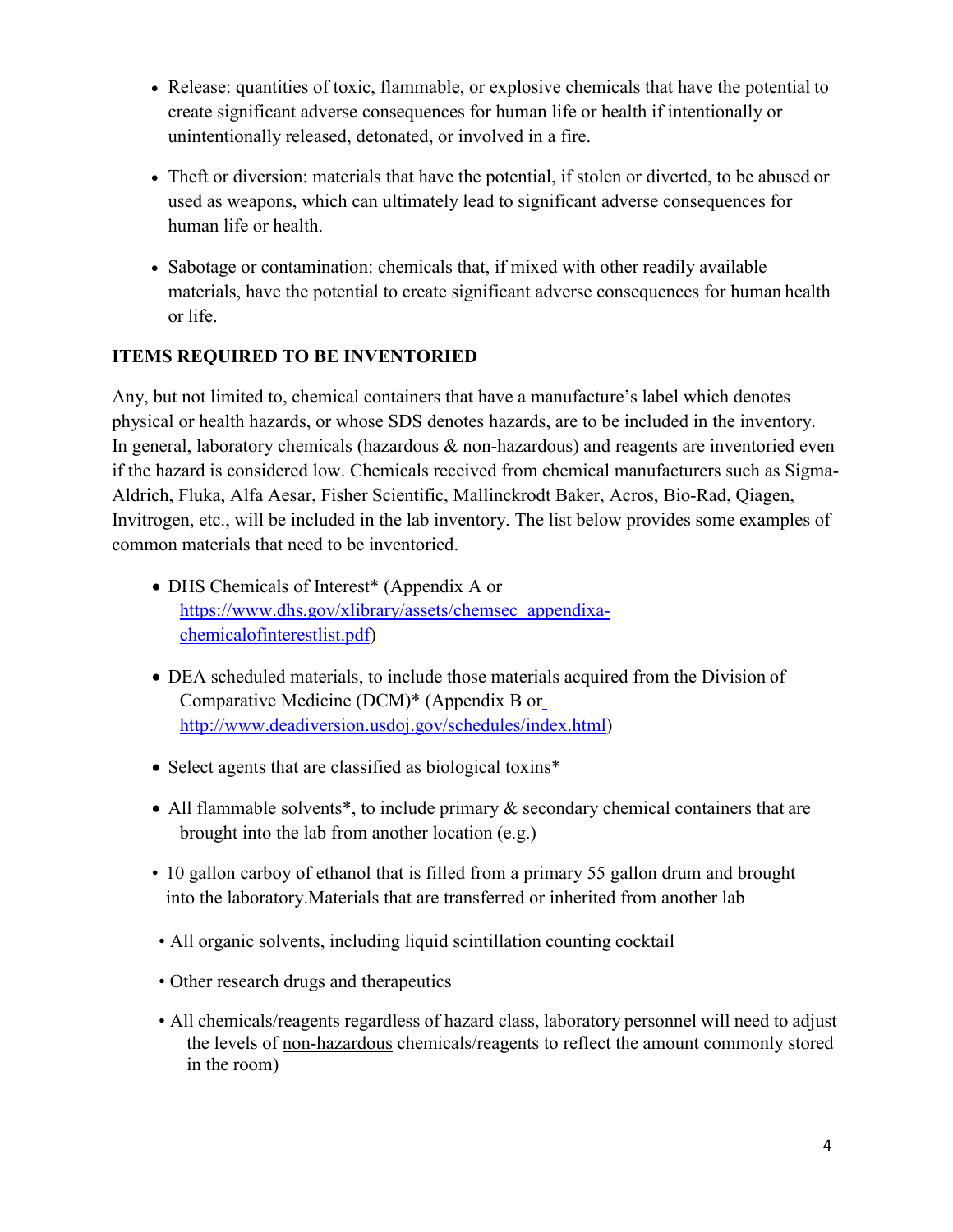- Release: quantities of toxic, flammable, or explosive chemicals that have the potential to create significant adverse consequences for human life or health if intentionally or unintentionally released, detonated, or involved in a fire.

- Theft or diversion: materials that have the potential, if stolen or diverted, to be abused or used as weapons, which can ultimately lead to significant adverse consequences for human life or health.

- Sabotage or contamination: chemicals that, if mixed with other readily available materials, have the potential to create significant adverse consequences for human health or life.

## ITEMS REQUIRED TO BE INVENTORIED

Any, but not limited to, chemical containers that have a manufacture's label which denotes physical or health hazards, or whose SDS denotes hazards, are to be included in the inventory. In general, laboratory chemicals (hazardous & non-hazardous) and reagents are inventoried even if the hazard is considered low. Chemicals received from chemical manufacturers such as Sigma-Aldrich, Fluka, Alfa Aesar, Fisher Scientific, Mallinckrodt Baker, Acros, Bio-Rad, Qiagen, Invitrogen, etc., will be included in the lab inventory. The list below provides some examples of common materials that need to be inventoried.

- DHS Chemicals of Interest* (Appendix A or [https://www.dhs.gov/xlibrary/assets/chemsec_appendixa-chemicalofinterestlist.pdf](https://www.dhs.gov/xlibrary/assets/chemsec_appendixa-chemicalofinterestlist.pdf))

- DEA scheduled materials, to include those materials acquired from the Division of Comparative Medicine (DCM)* (Appendix B or [http://www.deadiversion.usdoj.gov/schedules/index.html](http://www.deadiversion.usdoj.gov/schedules/index.html))

- Select agents that are classified as biological toxins*

- All flammable solvents*, to include primary & secondary chemical containers that are brought into the lab from another location (e.g.)

- 10 gallon carboy of ethanol that is filled from a primary 55 gallon drum and brought into the laboratory.Materials that are transferred or inherited from another lab

- All organic solvents, including liquid scintillation counting cocktail

- Other research drugs and therapeutics

- All chemicals/reagents regardless of hazard class, laboratory personnel will need to adjust the levels of <u>non-hazardous</u> chemicals/reagents to reflect the amount commonly stored in the room)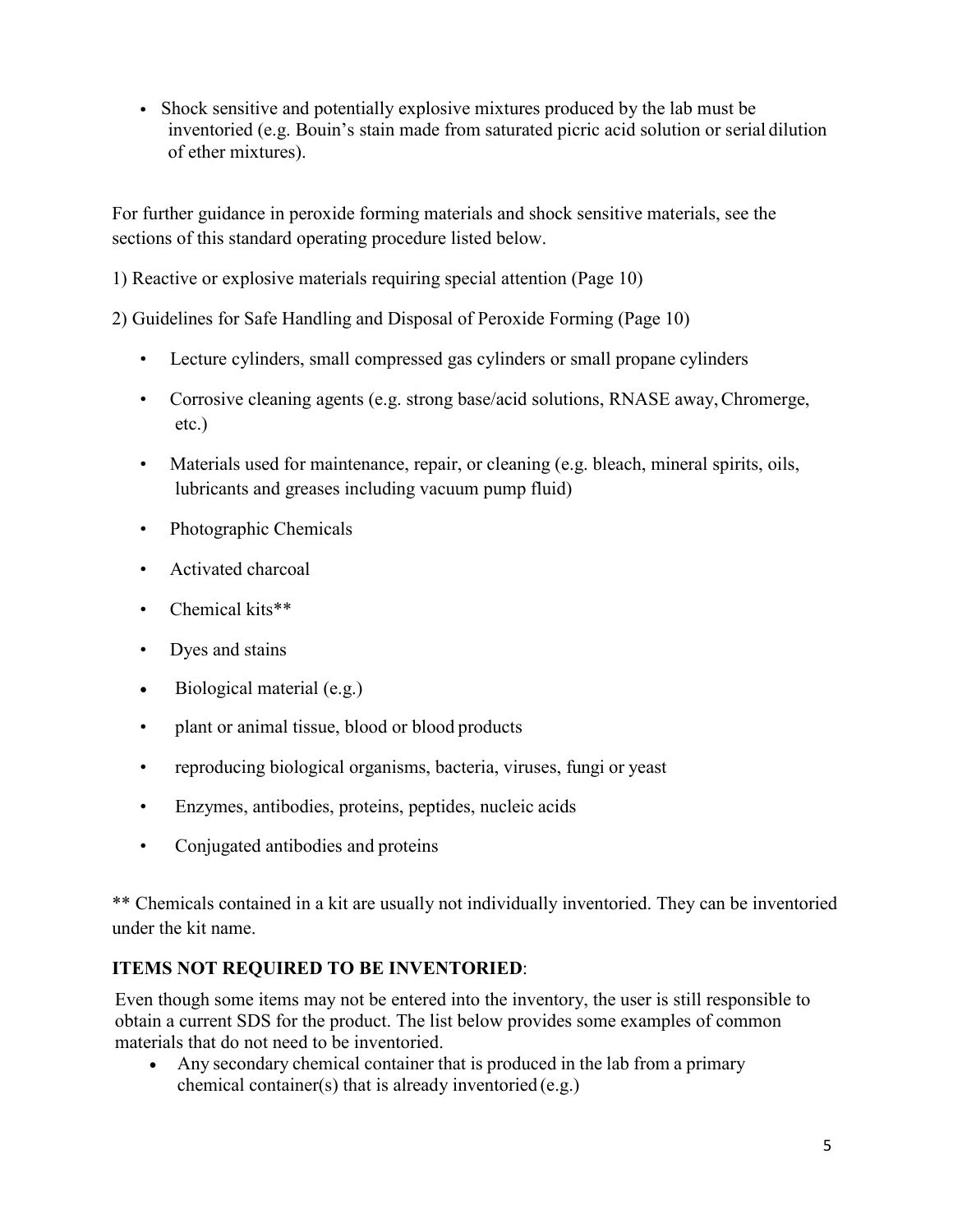- Shock sensitive and potentially explosive mixtures produced by the lab must be inventoried (e.g. Bouin's stain made from saturated picric acid solution or serial dilution of ether mixtures).

For further guidance in peroxide forming materials and shock sensitive materials, see the sections of this standard operating procedure listed below.

1) Reactive or explosive materials requiring special attention (Page 10)

2) Guidelines for Safe Handling and Disposal of Peroxide Forming (Page 10)

- Lecture cylinders, small compressed gas cylinders or small propane cylinders
- Corrosive cleaning agents (e.g. strong base/acid solutions, RNASE away, Chromerge, etc.)
- Materials used for maintenance, repair, or cleaning (e.g. bleach, mineral spirits, oils, lubricants and greases including vacuum pump fluid)
- Photographic Chemicals
- Activated charcoal
- Chemical kits**
- Dyes and stains
- Biological material (e.g.)
- plant or animal tissue, blood or blood products
- reproducing biological organisms, bacteria, viruses, fungi or yeast
- Enzymes, antibodies, proteins, peptides, nucleic acids
- Conjugated antibodies and proteins

** Chemicals contained in a kit are usually not individually inventoried. They can be inventoried under the kit name.

**ITEMS NOT REQUIRED TO BE INVENTORIED**:

Even though some items may not be entered into the inventory, the user is still responsible to obtain a current SDS for the product. The list below provides some examples of common materials that do not need to be inventoried.

- Any secondary chemical container that is produced in the lab from a primary chemical container(s) that is already inventoried (e.g.)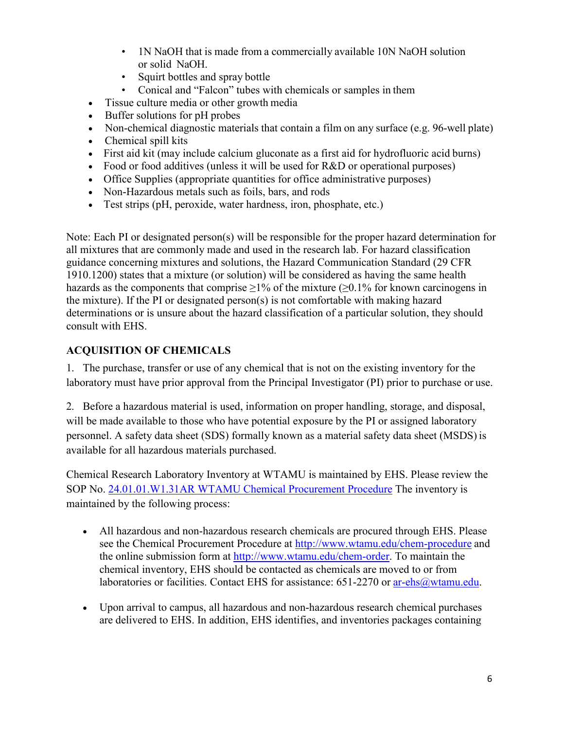- 1N NaOH that is made from a commercially available 10N NaOH solution or solid NaOH.
  - Squirt bottles and spray bottle
  - Conical and "Falcon" tubes with chemicals or samples in them
- Tissue culture media or other growth media
- Buffer solutions for pH probes
- Non-chemical diagnostic materials that contain a film on any surface (e.g. 96-well plate)
- Chemical spill kits
- First aid kit (may include calcium gluconate as a first aid for hydrofluoric acid burns)
- Food or food additives (unless it will be used for R&D or operational purposes)
- Office Supplies (appropriate quantities for office administrative purposes)
- Non-Hazardous metals such as foils, bars, and rods
- Test strips (pH, peroxide, water hardness, iron, phosphate, etc.)

Note: Each PI or designated person(s) will be responsible for the proper hazard determination for all mixtures that are commonly made and used in the research lab. For hazard classification guidance concerning mixtures and solutions, the Hazard Communication Standard (29 CFR 1910.1200) states that a mixture (or solution) will be considered as having the same health hazards as the components that comprise $\geq$1% of the mixture ($\geq$0.1% for known carcinogens in the mixture). If the PI or designated person(s) is not comfortable with making hazard determinations or is unsure about the hazard classification of a particular solution, they should consult with EHS.

## ACQUISITION OF CHEMICALS

1. The purchase, transfer or use of any chemical that is not on the existing inventory for the laboratory must have prior approval from the Principal Investigator (PI) prior to purchase or use.

2. Before a hazardous material is used, information on proper handling, storage, and disposal, will be made available to those who have potential exposure by the PI or assigned laboratory personnel. A safety data sheet (SDS) formally known as a material safety data sheet (MSDS) is available for all hazardous materials purchased.

Chemical Research Laboratory Inventory at WTAMU is maintained by EHS. Please review the SOP No. 24.01.01.W1.31AR WTAMU Chemical Procurement Procedure The inventory is maintained by the following process:

- All hazardous and non-hazardous research chemicals are procured through EHS. Please see the Chemical Procurement Procedure at http://www.wtamu.edu/chem-procedure and the online submission form at http://www.wtamu.edu/chem-order. To maintain the chemical inventory, EHS should be contacted as chemicals are moved to or from laboratories or facilities. Contact EHS for assistance: 651-2270 or ar-ehs@wtamu.edu.

- Upon arrival to campus, all hazardous and non-hazardous research chemical purchases are delivered to EHS. In addition, EHS identifies, and inventories packages containing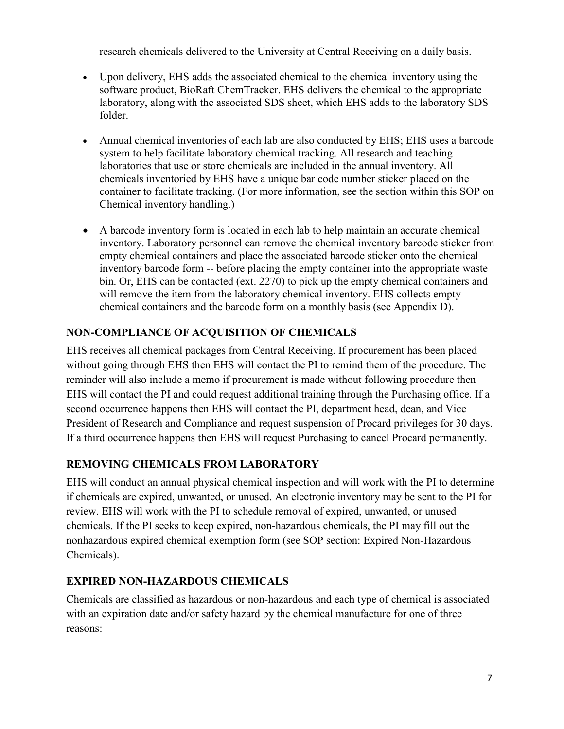research chemicals delivered to the University at Central Receiving on a daily basis.

- Upon delivery, EHS adds the associated chemical to the chemical inventory using the software product, BioRaft ChemTracker. EHS delivers the chemical to the appropriate laboratory, along with the associated SDS sheet, which EHS adds to the laboratory SDS folder.

- Annual chemical inventories of each lab are also conducted by EHS; EHS uses a barcode system to help facilitate laboratory chemical tracking. All research and teaching laboratories that use or store chemicals are included in the annual inventory. All chemicals inventoried by EHS have a unique bar code number sticker placed on the container to facilitate tracking. (For more information, see the section within this SOP on Chemical inventory handling.)

- A barcode inventory form is located in each lab to help maintain an accurate chemical inventory. Laboratory personnel can remove the chemical inventory barcode sticker from empty chemical containers and place the associated barcode sticker onto the chemical inventory barcode form -- before placing the empty container into the appropriate waste bin. Or, EHS can be contacted (ext. 2270) to pick up the empty chemical containers and will remove the item from the laboratory chemical inventory. EHS collects empty chemical containers and the barcode form on a monthly basis (see Appendix D).

## NON-COMPLIANCE OF ACQUISITION OF CHEMICALS

EHS receives all chemical packages from Central Receiving. If procurement has been placed without going through EHS then EHS will contact the PI to remind them of the procedure. The reminder will also include a memo if procurement is made without following procedure then EHS will contact the PI and could request additional training through the Purchasing office. If a second occurrence happens then EHS will contact the PI, department head, dean, and Vice President of Research and Compliance and request suspension of Procard privileges for 30 days. If a third occurrence happens then EHS will request Purchasing to cancel Procard permanently.

## REMOVING CHEMICALS FROM LABORATORY

EHS will conduct an annual physical chemical inspection and will work with the PI to determine if chemicals are expired, unwanted, or unused. An electronic inventory may be sent to the PI for review. EHS will work with the PI to schedule removal of expired, unwanted, or unused chemicals. If the PI seeks to keep expired, non-hazardous chemicals, the PI may fill out the nonhazardous expired chemical exemption form (see SOP section: Expired Non-Hazardous Chemicals).

## EXPIRED NON-HAZARDOUS CHEMICALS

Chemicals are classified as hazardous or non-hazardous and each type of chemical is associated with an expiration date and/or safety hazard by the chemical manufacture for one of three reasons: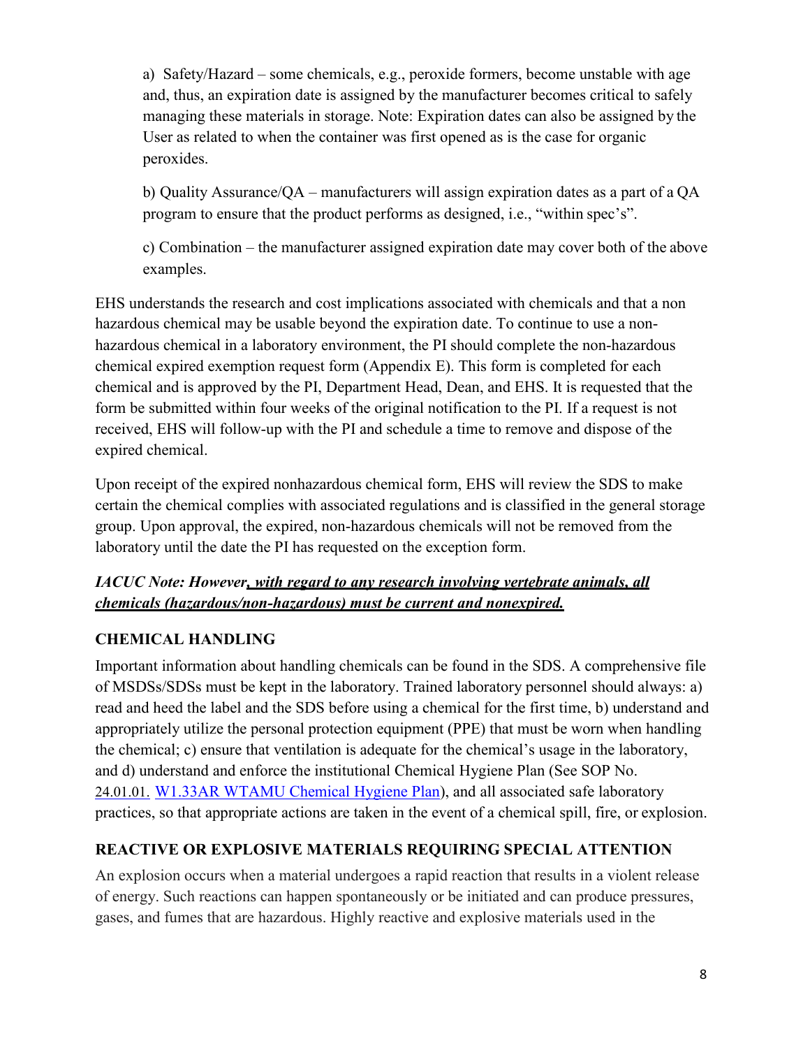a) Safety/Hazard – some chemicals, e.g., peroxide formers, become unstable with age and, thus, an expiration date is assigned by the manufacturer becomes critical to safely managing these materials in storage. Note: Expiration dates can also be assigned by the User as related to when the container was first opened as is the case for organic peroxides.

b) Quality Assurance/QA – manufacturers will assign expiration dates as a part of a QA program to ensure that the product performs as designed, i.e., "within spec's".

c) Combination – the manufacturer assigned expiration date may cover both of the above examples.

EHS understands the research and cost implications associated with chemicals and that a non hazardous chemical may be usable beyond the expiration date. To continue to use a non-hazardous chemical in a laboratory environment, the PI should complete the non-hazardous chemical expired exemption request form (Appendix E). This form is completed for each chemical and is approved by the PI, Department Head, Dean, and EHS. It is requested that the form be submitted within four weeks of the original notification to the PI. If a request is not received, EHS will follow-up with the PI and schedule a time to remove and dispose of the expired chemical.

Upon receipt of the expired nonhazardous chemical form, EHS will review the SDS to make certain the chemical complies with associated regulations and is classified in the general storage group. Upon approval, the expired, non-hazardous chemicals will not be removed from the laboratory until the date the PI has requested on the exception form.

***IACUC Note: However, with regard to any research involving vertebrate animals, all chemicals (hazardous/non-hazardous) must be current and nonexpired.***

## CHEMICAL HANDLING

Important information about handling chemicals can be found in the SDS. A comprehensive file of MSDSs/SDSs must be kept in the laboratory. Trained laboratory personnel should always: a) read and heed the label and the SDS before using a chemical for the first time, b) understand and appropriately utilize the personal protection equipment (PPE) that must be worn when handling the chemical; c) ensure that ventilation is adequate for the chemical's usage in the laboratory, and d) understand and enforce the institutional Chemical Hygiene Plan (See SOP No. 24.01.01. W1.33AR WTAMU Chemical Hygiene Plan), and all associated safe laboratory practices, so that appropriate actions are taken in the event of a chemical spill, fire, or explosion.

## REACTIVE OR EXPLOSIVE MATERIALS REQUIRING SPECIAL ATTENTION

An explosion occurs when a material undergoes a rapid reaction that results in a violent release of energy. Such reactions can happen spontaneously or be initiated and can produce pressures, gases, and fumes that are hazardous. Highly reactive and explosive materials used in the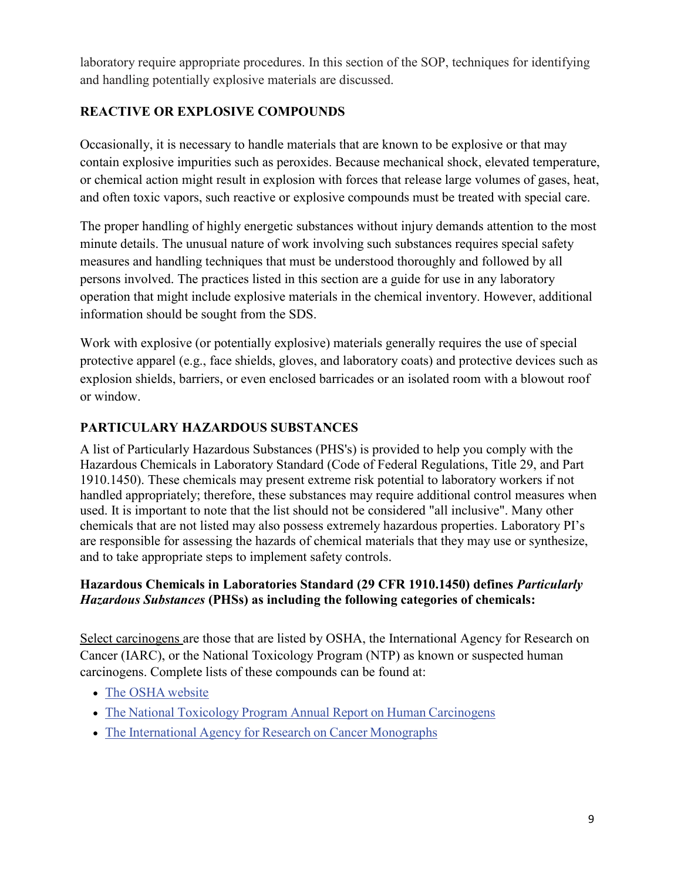laboratory require appropriate procedures. In this section of the SOP, techniques for identifying and handling potentially explosive materials are discussed.

## REACTIVE OR EXPLOSIVE COMPOUNDS

Occasionally, it is necessary to handle materials that are known to be explosive or that may contain explosive impurities such as peroxides. Because mechanical shock, elevated temperature, or chemical action might result in explosion with forces that release large volumes of gases, heat, and often toxic vapors, such reactive or explosive compounds must be treated with special care.

The proper handling of highly energetic substances without injury demands attention to the most minute details. The unusual nature of work involving such substances requires special safety measures and handling techniques that must be understood thoroughly and followed by all persons involved. The practices listed in this section are a guide for use in any laboratory operation that might include explosive materials in the chemical inventory. However, additional information should be sought from the SDS.

Work with explosive (or potentially explosive) materials generally requires the use of special protective apparel (e.g., face shields, gloves, and laboratory coats) and protective devices such as explosion shields, barriers, or even enclosed barricades or an isolated room with a blowout roof or window.

## PARTICULARY HAZARDOUS SUBSTANCES

A list of Particularly Hazardous Substances (PHS's) is provided to help you comply with the Hazardous Chemicals in Laboratory Standard (Code of Federal Regulations, Title 29, and Part 1910.1450). These chemicals may present extreme risk potential to laboratory workers if not handled appropriately; therefore, these substances may require additional control measures when used. It is important to note that the list should not be considered "all inclusive". Many other chemicals that are not listed may also possess extremely hazardous properties. Laboratory PI's are responsible for assessing the hazards of chemical materials that they may use or synthesize, and to take appropriate steps to implement safety controls.

**Hazardous Chemicals in Laboratories Standard (29 CFR 1910.1450) defines *Particularly Hazardous Substances* (PHSs) as including the following categories of chemicals:**

Select carcinogens are those that are listed by OSHA, the International Agency for Research on Cancer (IARC), or the National Toxicology Program (NTP) as known or suspected human carcinogens. Complete lists of these compounds can be found at:

- The OSHA website
- The National Toxicology Program Annual Report on Human Carcinogens
- The International Agency for Research on Cancer Monographs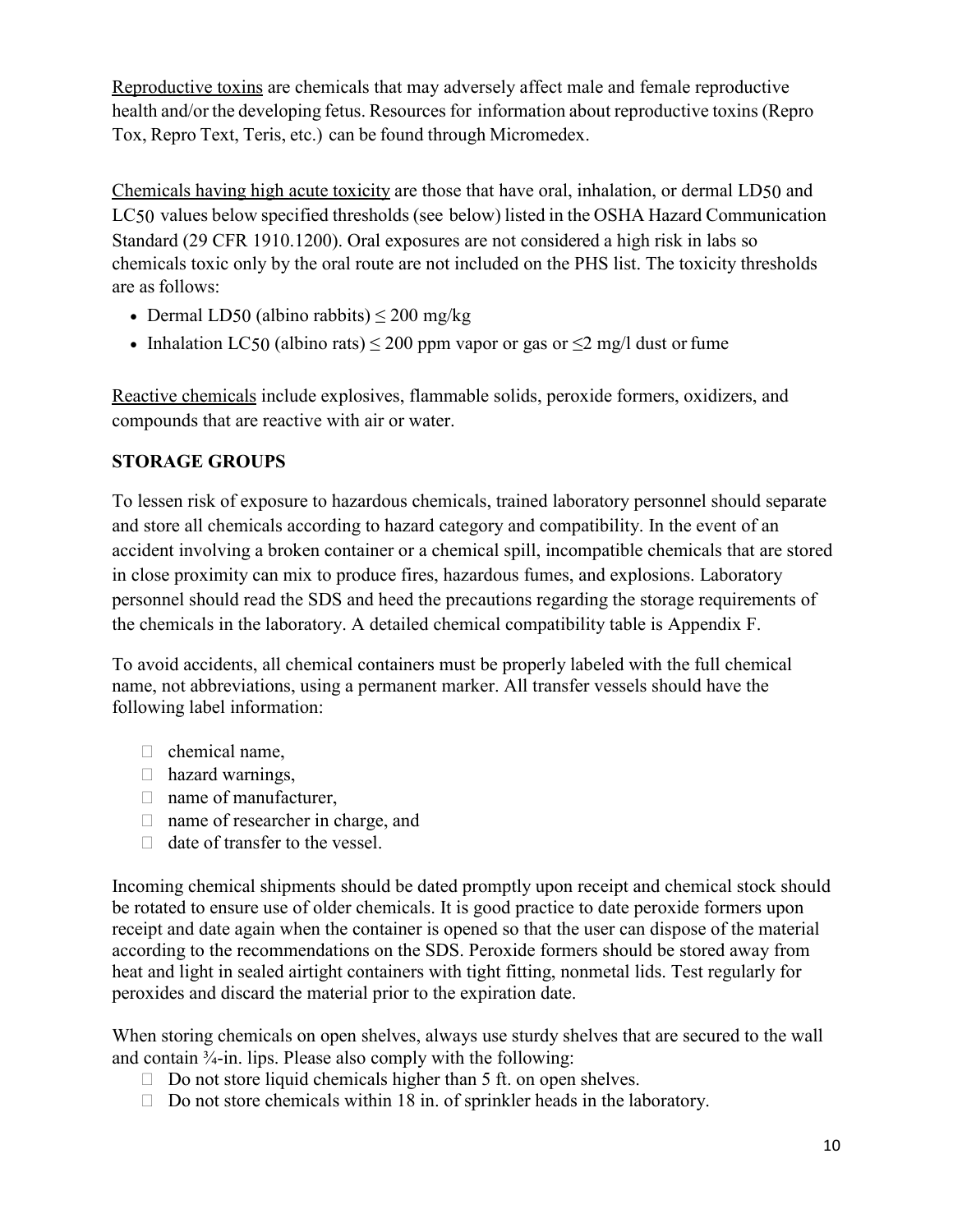Reproductive toxins are chemicals that may adversely affect male and female reproductive health and/or the developing fetus. Resources for information about reproductive toxins (Repro Tox, Repro Text, Teris, etc.) can be found through Micromedex.

Chemicals having high acute toxicity are those that have oral, inhalation, or dermal $LD_{50}$ and $LC_{50}$ values below specified thresholds (see below) listed in the OSHA Hazard Communication Standard (29 CFR 1910.1200). Oral exposures are not considered a high risk in labs so chemicals toxic only by the oral route are not included on the PHS list. The toxicity thresholds are as follows:

- Dermal $LD_{50}$ (albino rabbits) $\leq$ 200 mg/kg
- Inhalation $LC_{50}$ (albino rats) $\leq$ 200 ppm vapor or gas or $\leq$2 mg/l dust or fume

Reactive chemicals include explosives, flammable solids, peroxide formers, oxidizers, and compounds that are reactive with air or water.

**STORAGE GROUPS**

To lessen risk of exposure to hazardous chemicals, trained laboratory personnel should separate and store all chemicals according to hazard category and compatibility. In the event of an accident involving a broken container or a chemical spill, incompatible chemicals that are stored in close proximity can mix to produce fires, hazardous fumes, and explosions. Laboratory personnel should read the SDS and heed the precautions regarding the storage requirements of the chemicals in the laboratory. A detailed chemical compatibility table is Appendix F.

To avoid accidents, all chemical containers must be properly labeled with the full chemical name, not abbreviations, using a permanent marker. All transfer vessels should have the following label information:

- chemical name,
- hazard warnings,
- name of manufacturer,
- name of researcher in charge, and
- date of transfer to the vessel.

Incoming chemical shipments should be dated promptly upon receipt and chemical stock should be rotated to ensure use of older chemicals. It is good practice to date peroxide formers upon receipt and date again when the container is opened so that the user can dispose of the material according to the recommendations on the SDS. Peroxide formers should be stored away from heat and light in sealed airtight containers with tight fitting, nonmetal lids. Test regularly for peroxides and discard the material prior to the expiration date.

When storing chemicals on open shelves, always use sturdy shelves that are secured to the wall and contain ¾-in. lips. Please also comply with the following:

- Do not store liquid chemicals higher than 5 ft. on open shelves.
- Do not store chemicals within 18 in. of sprinkler heads in the laboratory.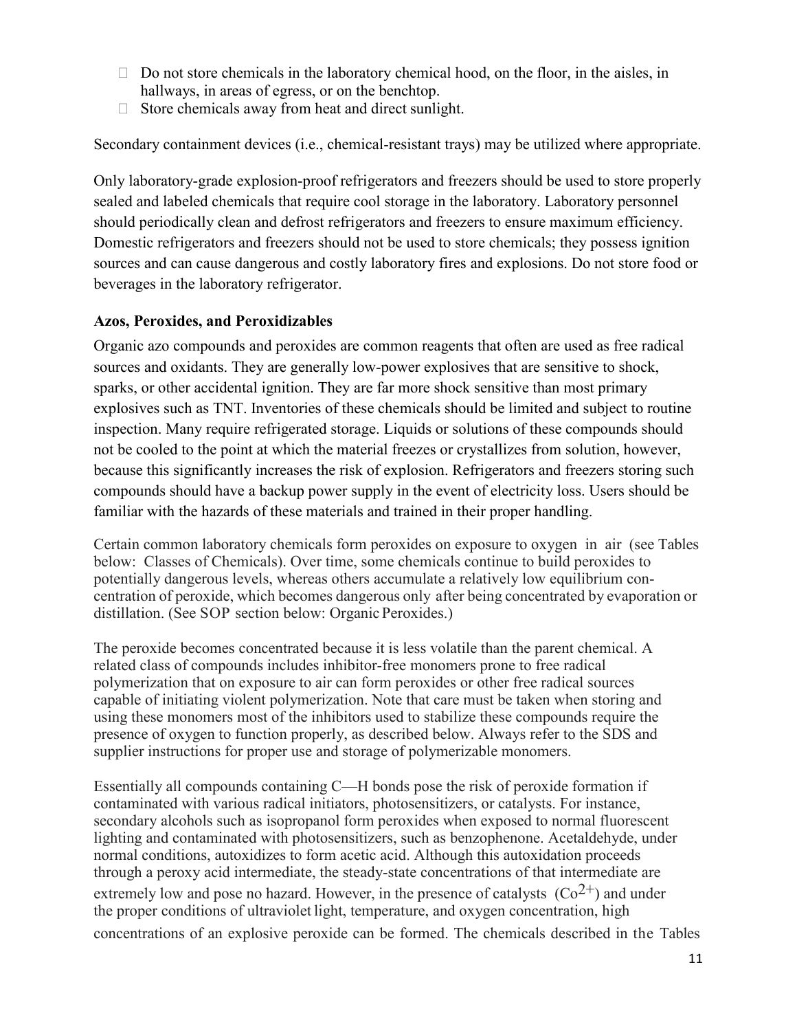- Do not store chemicals in the laboratory chemical hood, on the floor, in the aisles, in hallways, in areas of egress, or on the benchtop.
- Store chemicals away from heat and direct sunlight.

Secondary containment devices (i.e., chemical-resistant trays) may be utilized where appropriate.

Only laboratory-grade explosion-proof refrigerators and freezers should be used to store properly sealed and labeled chemicals that require cool storage in the laboratory. Laboratory personnel should periodically clean and defrost refrigerators and freezers to ensure maximum efficiency. Domestic refrigerators and freezers should not be used to store chemicals; they possess ignition sources and can cause dangerous and costly laboratory fires and explosions. Do not store food or beverages in the laboratory refrigerator.

### Azos, Peroxides, and Peroxidizables

Organic azo compounds and peroxides are common reagents that often are used as free radical sources and oxidants. They are generally low-power explosives that are sensitive to shock, sparks, or other accidental ignition. They are far more shock sensitive than most primary explosives such as TNT. Inventories of these chemicals should be limited and subject to routine inspection. Many require refrigerated storage. Liquids or solutions of these compounds should not be cooled to the point at which the material freezes or crystallizes from solution, however, because this significantly increases the risk of explosion. Refrigerators and freezers storing such compounds should have a backup power supply in the event of electricity loss. Users should be familiar with the hazards of these materials and trained in their proper handling.

Certain common laboratory chemicals form peroxides on exposure to oxygen in air (see Tables below: Classes of Chemicals). Over time, some chemicals continue to build peroxides to potentially dangerous levels, whereas others accumulate a relatively low equilibrium concentration of peroxide, which becomes dangerous only after being concentrated by evaporation or distillation. (See SOP section below: Organic Peroxides.)

The peroxide becomes concentrated because it is less volatile than the parent chemical. A related class of compounds includes inhibitor-free monomers prone to free radical polymerization that on exposure to air can form peroxides or other free radical sources capable of initiating violent polymerization. Note that care must be taken when storing and using these monomers most of the inhibitors used to stabilize these compounds require the presence of oxygen to function properly, as described below. Always refer to the SDS and supplier instructions for proper use and storage of polymerizable monomers.

Essentially all compounds containing C—H bonds pose the risk of peroxide formation if contaminated with various radical initiators, photosensitizers, or catalysts. For instance, secondary alcohols such as isopropanol form peroxides when exposed to normal fluorescent lighting and contaminated with photosensitizers, such as benzophenone. Acetaldehyde, under normal conditions, autoxidizes to form acetic acid. Although this autoxidation proceeds through a peroxy acid intermediate, the steady-state concentrations of that intermediate are extremely low and pose no hazard. However, in the presence of catalysts ($Co^{2+}$) and under the proper conditions of ultraviolet light, temperature, and oxygen concentration, high concentrations of an explosive peroxide can be formed. The chemicals described in the Tables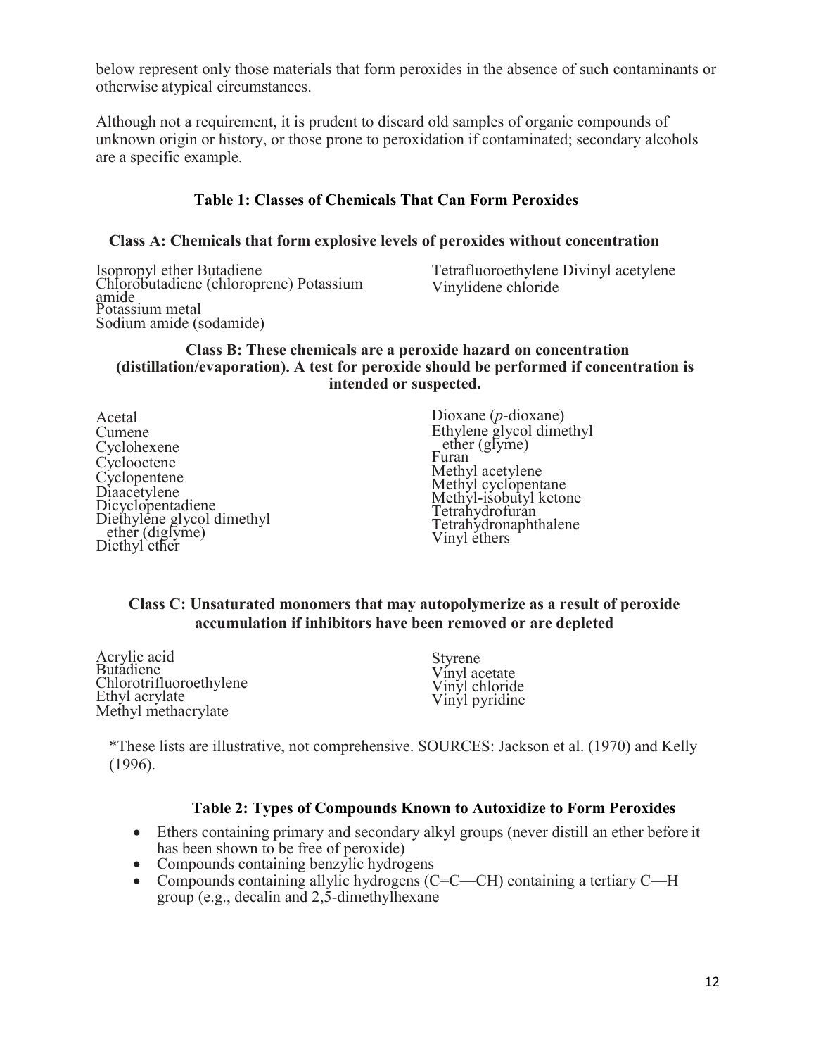below represent only those materials that form peroxides in the absence of such contaminants or otherwise atypical circumstances.

Although not a requirement, it is prudent to discard old samples of organic compounds of unknown origin or history, or those prone to peroxidation if contaminated; secondary alcohols are a specific example.

### Table 1: Classes of Chemicals That Can Form Peroxides

**Class A: Chemicals that form explosive levels of peroxides without concentration**

Isopropyl ether Butadiene
Chlorobutadiene (chloroprene) Potassium amide
Potassium metal
Sodium amide (sodamide)
Tetrafluoroethylene Divinyl acetylene
Vinylidene chloride

**Class B: These chemicals are a peroxide hazard on concentration (distillation/evaporation). A test for peroxide should be performed if concentration is intended or suspected.**

Acetal
Cumene
Cyclohexene
Cyclooctene
Cyclopentene
Diacetylene
Dicyclopentadiene
Diethylene glycol dimethyl ether (diglyme)
Diethyl ether
Dioxane (*p*-dioxane)
Ethylene glycol dimethyl ether (glyme)
Furan
Methyl acetylene
Methyl cyclopentane
Methyl-isobutyl ketone
Tetrahydrofuran
Tetrahydronaphthalene
Vinyl ethers

**Class C: Unsaturated monomers that may autopolymerize as a result of peroxide accumulation if inhibitors have been removed or are depleted**

Acrylic acid
Butadiene
Chlorotrifluoroethylene
Ethyl acrylate
Methyl methacrylate
Styrene
Vinyl acetate
Vinyl chloride
Vinyl pyridine

*These lists are illustrative, not comprehensive. SOURCES: Jackson et al. (1970) and Kelly (1996).

### Table 2: Types of Compounds Known to Autoxidize to Form Peroxides

- Ethers containing primary and secondary alkyl groups (never distill an ether before it has been shown to be free of peroxide)
- Compounds containing benzylic hydrogens
- Compounds containing allylic hydrogens (C=C—CH) containing a tertiary C—H group (e.g., decalin and 2,5-dimethylhexane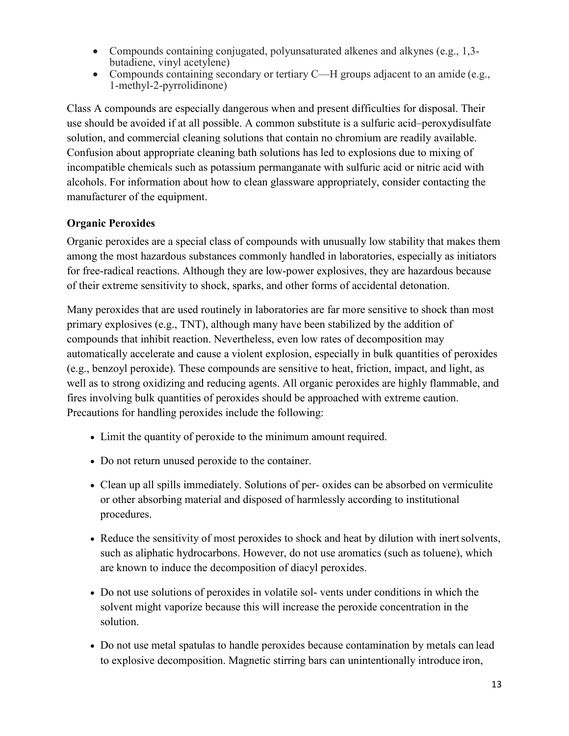- Compounds containing conjugated, polyunsaturated alkenes and alkynes (e.g., 1,3-butadiene, vinyl acetylene)
- Compounds containing secondary or tertiary C—H groups adjacent to an amide (e.g., 1-methyl-2-pyrrolidinone)

Class A compounds are especially dangerous when and present difficulties for disposal. Their use should be avoided if at all possible. A common substitute is a sulfuric acid–peroxydisulfate solution, and commercial cleaning solutions that contain no chromium are readily available. Confusion about appropriate cleaning bath solutions has led to explosions due to mixing of incompatible chemicals such as potassium permanganate with sulfuric acid or nitric acid with alcohols. For information about how to clean glassware appropriately, consider contacting the manufacturer of the equipment.

**Organic Peroxides**

Organic peroxides are a special class of compounds with unusually low stability that makes them among the most hazardous substances commonly handled in laboratories, especially as initiators for free-radical reactions. Although they are low-power explosives, they are hazardous because of their extreme sensitivity to shock, sparks, and other forms of accidental detonation.

Many peroxides that are used routinely in laboratories are far more sensitive to shock than most primary explosives (e.g., TNT), although many have been stabilized by the addition of compounds that inhibit reaction. Nevertheless, even low rates of decomposition may automatically accelerate and cause a violent explosion, especially in bulk quantities of peroxides (e.g., benzoyl peroxide). These compounds are sensitive to heat, friction, impact, and light, as well as to strong oxidizing and reducing agents. All organic peroxides are highly flammable, and fires involving bulk quantities of peroxides should be approached with extreme caution. Precautions for handling peroxides include the following:

- Limit the quantity of peroxide to the minimum amount required.
- Do not return unused peroxide to the container.
- Clean up all spills immediately. Solutions of per- oxides can be absorbed on vermiculite or other absorbing material and disposed of harmlessly according to institutional procedures.
- Reduce the sensitivity of most peroxides to shock and heat by dilution with inert solvents, such as aliphatic hydrocarbons. However, do not use aromatics (such as toluene), which are known to induce the decomposition of diacyl peroxides.
- Do not use solutions of peroxides in volatile sol- vents under conditions in which the solvent might vaporize because this will increase the peroxide concentration in the solution.
- Do not use metal spatulas to handle peroxides because contamination by metals can lead to explosive decomposition. Magnetic stirring bars can unintentionally introduce iron,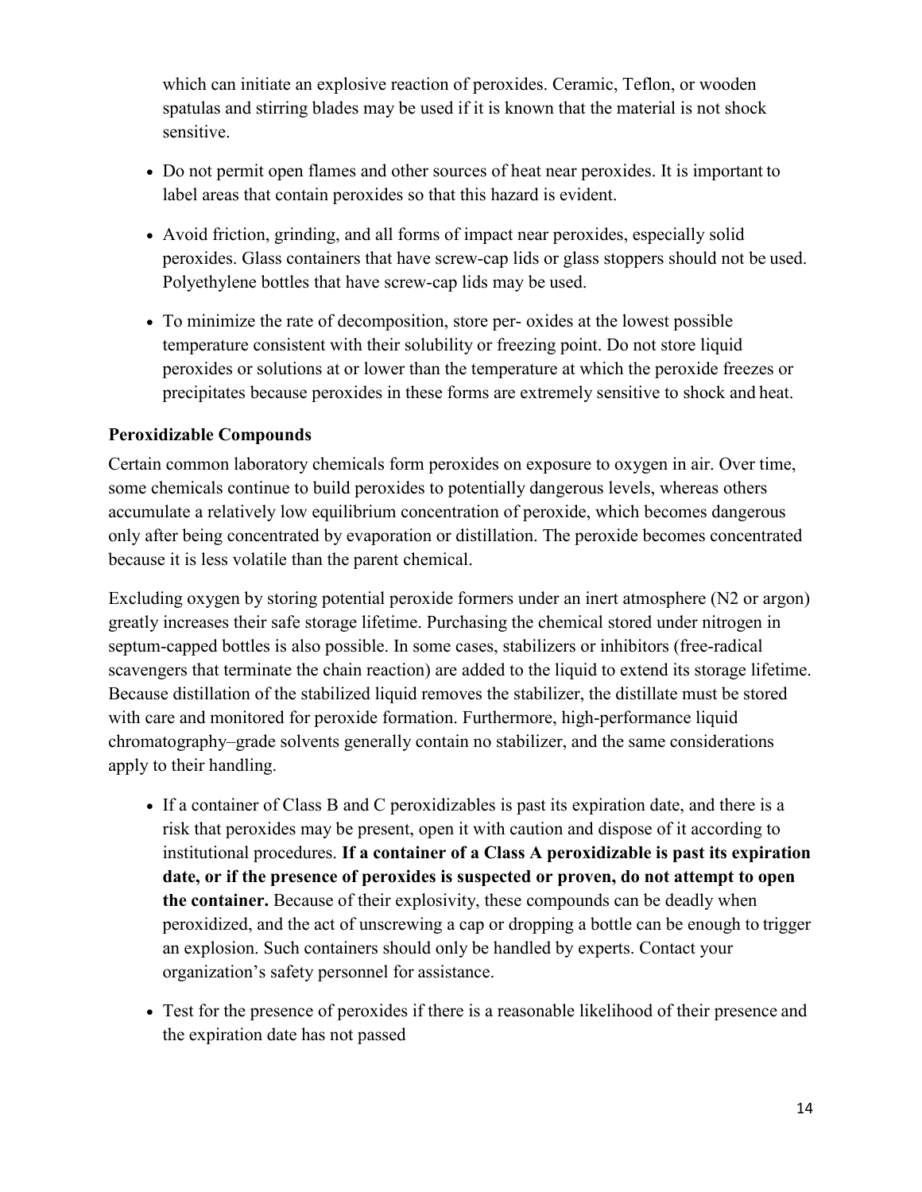which can initiate an explosive reaction of peroxides. Ceramic, Teflon, or wooden spatulas and stirring blades may be used if it is known that the material is not shock sensitive.

- Do not permit open flames and other sources of heat near peroxides. It is important to label areas that contain peroxides so that this hazard is evident.
- Avoid friction, grinding, and all forms of impact near peroxides, especially solid peroxides. Glass containers that have screw-cap lids or glass stoppers should not be used. Polyethylene bottles that have screw-cap lids may be used.
- To minimize the rate of decomposition, store per- oxides at the lowest possible temperature consistent with their solubility or freezing point. Do not store liquid peroxides or solutions at or lower than the temperature at which the peroxide freezes or precipitates because peroxides in these forms are extremely sensitive to shock and heat.

**Peroxidizable Compounds**

Certain common laboratory chemicals form peroxides on exposure to oxygen in air. Over time, some chemicals continue to build peroxides to potentially dangerous levels, whereas others accumulate a relatively low equilibrium concentration of peroxide, which becomes dangerous only after being concentrated by evaporation or distillation. The peroxide becomes concentrated because it is less volatile than the parent chemical.

Excluding oxygen by storing potential peroxide formers under an inert atmosphere (N2 or argon) greatly increases their safe storage lifetime. Purchasing the chemical stored under nitrogen in septum-capped bottles is also possible. In some cases, stabilizers or inhibitors (free-radical scavengers that terminate the chain reaction) are added to the liquid to extend its storage lifetime. Because distillation of the stabilized liquid removes the stabilizer, the distillate must be stored with care and monitored for peroxide formation. Furthermore, high-performance liquid chromatography–grade solvents generally contain no stabilizer, and the same considerations apply to their handling.

- If a container of Class B and C peroxidizables is past its expiration date, and there is a risk that peroxides may be present, open it with caution and dispose of it according to institutional procedures. **If a container of a Class A peroxidizable is past its expiration date, or if the presence of peroxides is suspected or proven, do not attempt to open the container.** Because of their explosivity, these compounds can be deadly when peroxidized, and the act of unscrewing a cap or dropping a bottle can be enough to trigger an explosion. Such containers should only be handled by experts. Contact your organization's safety personnel for assistance.
- Test for the presence of peroxides if there is a reasonable likelihood of their presence and the expiration date has not passed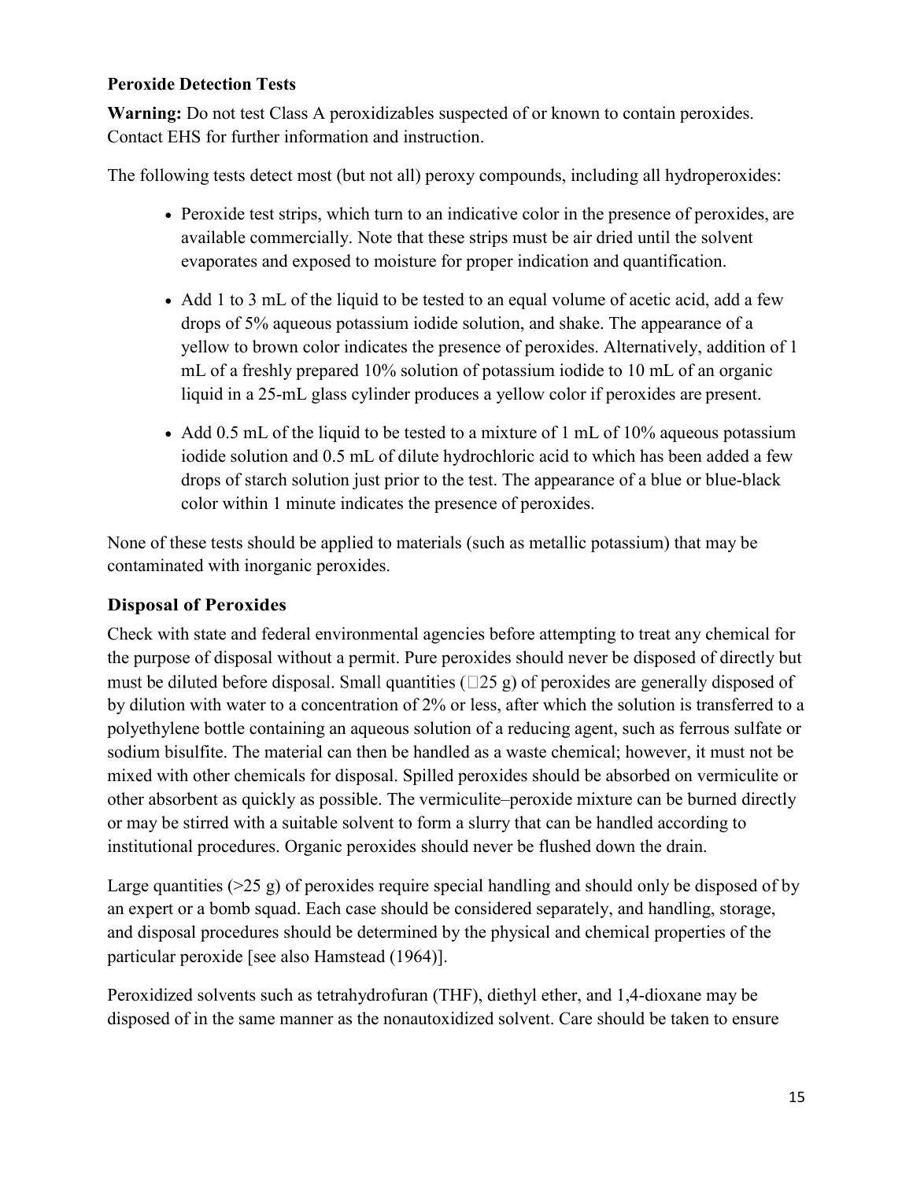### Peroxide Detection Tests

**Warning:** Do not test Class A peroxidizables suspected of or known to contain peroxides. Contact EHS for further information and instruction.

The following tests detect most (but not all) peroxy compounds, including all hydroperoxides:

- Peroxide test strips, which turn to an indicative color in the presence of peroxides, are available commercially. Note that these strips must be air dried until the solvent evaporates and exposed to moisture for proper indication and quantification.
- Add 1 to 3 mL of the liquid to be tested to an equal volume of acetic acid, add a few drops of 5% aqueous potassium iodide solution, and shake. The appearance of a yellow to brown color indicates the presence of peroxides. Alternatively, addition of 1 mL of a freshly prepared 10% solution of potassium iodide to 10 mL of an organic liquid in a 25-mL glass cylinder produces a yellow color if peroxides are present.
- Add 0.5 mL of the liquid to be tested to a mixture of 1 mL of 10% aqueous potassium iodide solution and 0.5 mL of dilute hydrochloric acid to which has been added a few drops of starch solution just prior to the test. The appearance of a blue or blue-black color within 1 minute indicates the presence of peroxides.

None of these tests should be applied to materials (such as metallic potassium) that may be contaminated with inorganic peroxides.

## Disposal of Peroxides

Check with state and federal environmental agencies before attempting to treat any chemical for the purpose of disposal without a permit. Pure peroxides should never be disposed of directly but must be diluted before disposal. Small quantities (□25 g) of peroxides are generally disposed of by dilution with water to a concentration of 2% or less, after which the solution is transferred to a polyethylene bottle containing an aqueous solution of a reducing agent, such as ferrous sulfate or sodium bisulfite. The material can then be handled as a waste chemical; however, it must not be mixed with other chemicals for disposal. Spilled peroxides should be absorbed on vermiculite or other absorbent as quickly as possible. The vermiculite–peroxide mixture can be burned directly or may be stirred with a suitable solvent to form a slurry that can be handled according to institutional procedures. Organic peroxides should never be flushed down the drain.

Large quantities (>25 g) of peroxides require special handling and should only be disposed of by an expert or a bomb squad. Each case should be considered separately, and handling, storage, and disposal procedures should be determined by the physical and chemical properties of the particular peroxide [see also Hamstead (1964)].

Peroxidized solvents such as tetrahydrofuran (THF), diethyl ether, and 1,4-dioxane may be disposed of in the same manner as the nonautoxidized solvent. Care should be taken to ensure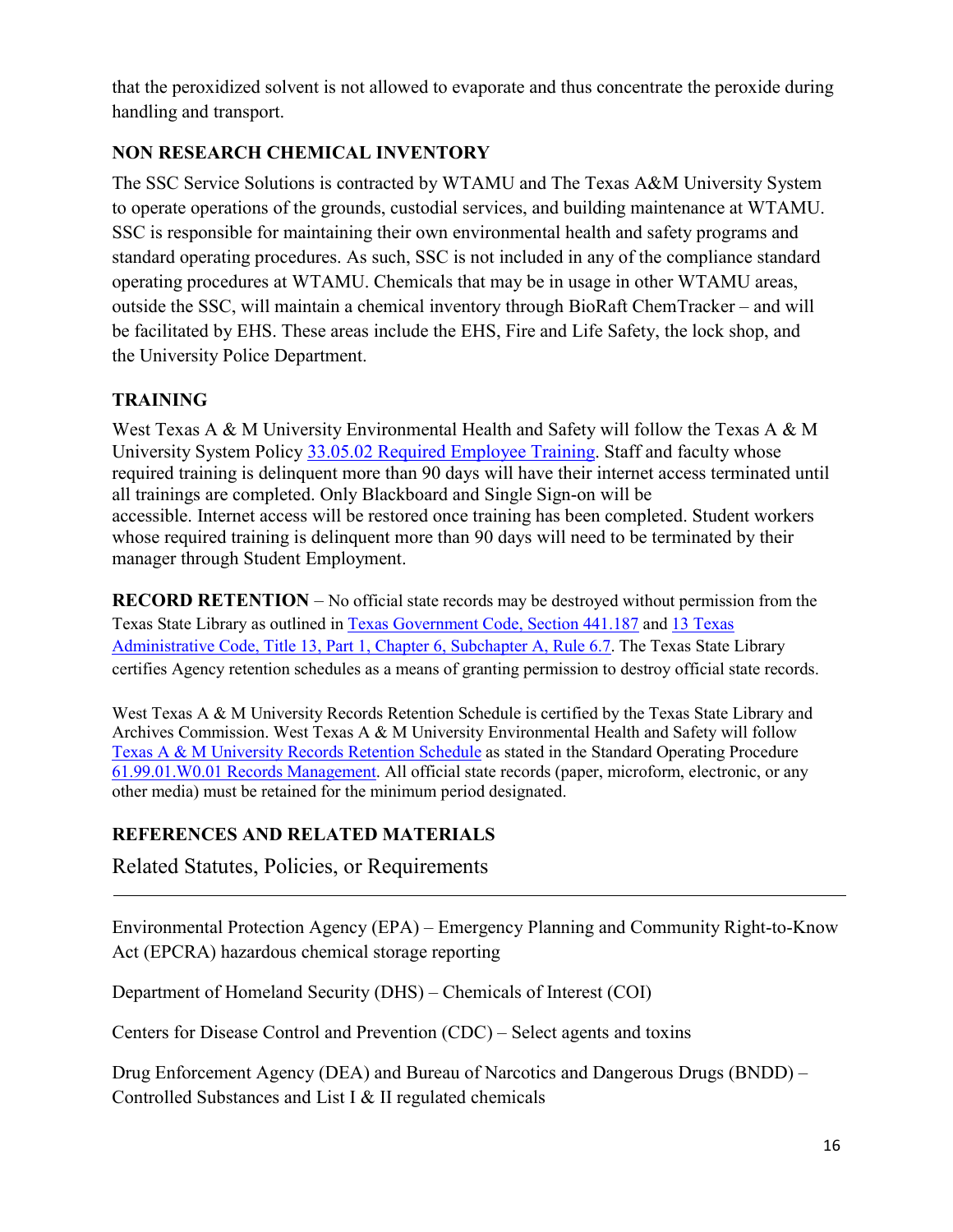that the peroxidized solvent is not allowed to evaporate and thus concentrate the peroxide during handling and transport.

### NON RESEARCH CHEMICAL INVENTORY

The SSC Service Solutions is contracted by WTAMU and The Texas A&M University System to operate operations of the grounds, custodial services, and building maintenance at WTAMU. SSC is responsible for maintaining their own environmental health and safety programs and standard operating procedures. As such, SSC is not included in any of the compliance standard operating procedures at WTAMU. Chemicals that may be in usage in other WTAMU areas, outside the SSC, will maintain a chemical inventory through BioRaft ChemTracker – and will be facilitated by EHS. These areas include the EHS, Fire and Life Safety, the lock shop, and the University Police Department.

### TRAINING

West Texas A & M University Environmental Health and Safety will follow the Texas A & M University System Policy [33.05.02 Required Employee Training](). Staff and faculty whose required training is delinquent more than 90 days will have their internet access terminated until all trainings are completed. Only Blackboard and Single Sign-on will be accessible. Internet access will be restored once training has been completed. Student workers whose required training is delinquent more than 90 days will need to be terminated by their manager through Student Employment.

**RECORD RETENTION** – No official state records may be destroyed without permission from the Texas State Library as outlined in [Texas Government Code, Section 441.187]() and [13 Texas Administrative Code, Title 13, Part 1, Chapter 6, Subchapter A, Rule 6.7](). The Texas State Library certifies Agency retention schedules as a means of granting permission to destroy official state records.

West Texas A & M University Records Retention Schedule is certified by the Texas State Library and Archives Commission. West Texas A & M University Environmental Health and Safety will follow [Texas A & M University Records Retention Schedule]() as stated in the Standard Operating Procedure [61.99.01.W0.01 Records Management](). All official state records (paper, microform, electronic, or any other media) must be retained for the minimum period designated.

### REFERENCES AND RELATED MATERIALS

Related Statutes, Policies, or Requirements

---

Environmental Protection Agency (EPA) – Emergency Planning and Community Right-to-Know Act (EPCRA) hazardous chemical storage reporting

Department of Homeland Security (DHS) – Chemicals of Interest (COI)

Centers for Disease Control and Prevention (CDC) – Select agents and toxins

Drug Enforcement Agency (DEA) and Bureau of Narcotics and Dangerous Drugs (BNDD) – Controlled Substances and List I & II regulated chemicals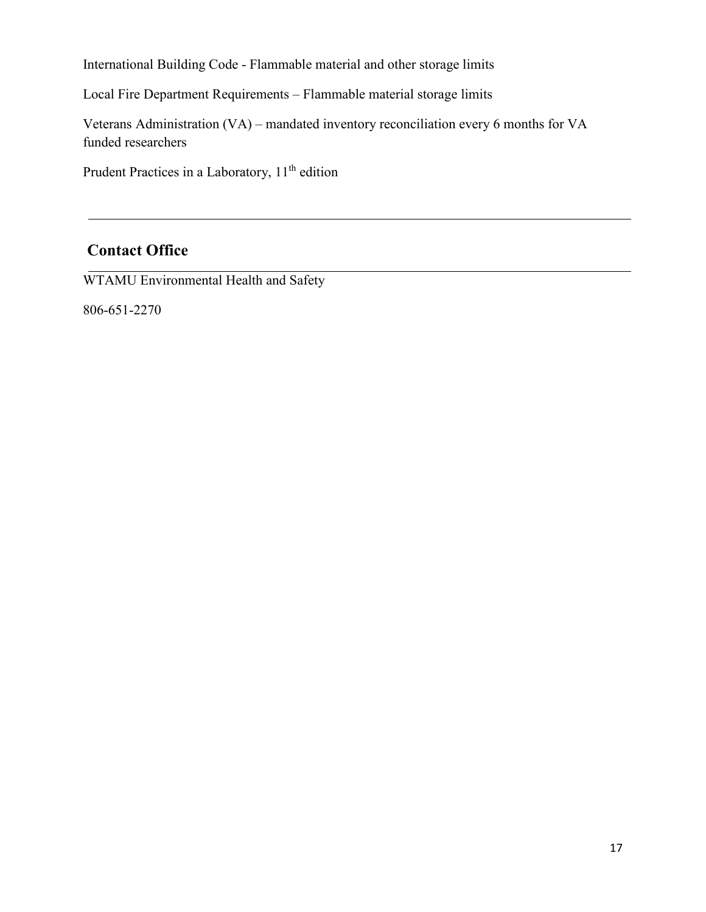International Building Code - Flammable material and other storage limits

Local Fire Department Requirements – Flammable material storage limits

Veterans Administration (VA) – mandated inventory reconciliation every 6 months for VA funded researchers

Prudent Practices in a Laboratory, 11th edition

---

## Contact Office

---

WTAMU Environmental Health and Safety

806-651-2270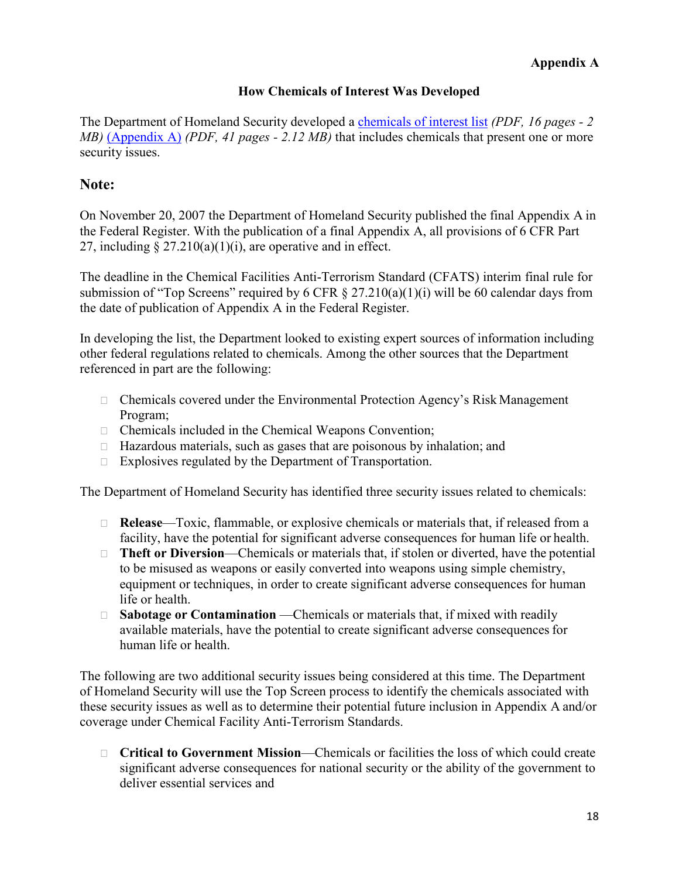**Appendix A**

### How Chemicals of Interest Was Developed

The Department of Homeland Security developed a chemicals of interest list *(PDF, 16 pages - 2 MB)* (Appendix A) *(PDF, 41 pages - 2.12 MB)* that includes chemicals that present one or more security issues.

## Note:

On November 20, 2007 the Department of Homeland Security published the final Appendix A in the Federal Register. With the publication of a final Appendix A, all provisions of 6 CFR Part 27, including § 27.210(a)(1)(i), are operative and in effect.

The deadline in the Chemical Facilities Anti-Terrorism Standard (CFATS) interim final rule for submission of "Top Screens" required by 6 CFR § 27.210(a)(1)(i) will be 60 calendar days from the date of publication of Appendix A in the Federal Register.

In developing the list, the Department looked to existing expert sources of information including other federal regulations related to chemicals. Among the other sources that the Department referenced in part are the following:

- Chemicals covered under the Environmental Protection Agency's Risk Management Program;
- Chemicals included in the Chemical Weapons Convention;
- Hazardous materials, such as gases that are poisonous by inhalation; and
- Explosives regulated by the Department of Transportation.

The Department of Homeland Security has identified three security issues related to chemicals:

- **Release**—Toxic, flammable, or explosive chemicals or materials that, if released from a facility, have the potential for significant adverse consequences for human life or health.
- **Theft or Diversion**—Chemicals or materials that, if stolen or diverted, have the potential to be misused as weapons or easily converted into weapons using simple chemistry, equipment or techniques, in order to create significant adverse consequences for human life or health.
- **Sabotage or Contamination** —Chemicals or materials that, if mixed with readily available materials, have the potential to create significant adverse consequences for human life or health.

The following are two additional security issues being considered at this time. The Department of Homeland Security will use the Top Screen process to identify the chemicals associated with these security issues as well as to determine their potential future inclusion in Appendix A and/or coverage under Chemical Facility Anti-Terrorism Standards.

- **Critical to Government Mission**—Chemicals or facilities the loss of which could create significant adverse consequences for national security or the ability of the government to deliver essential services and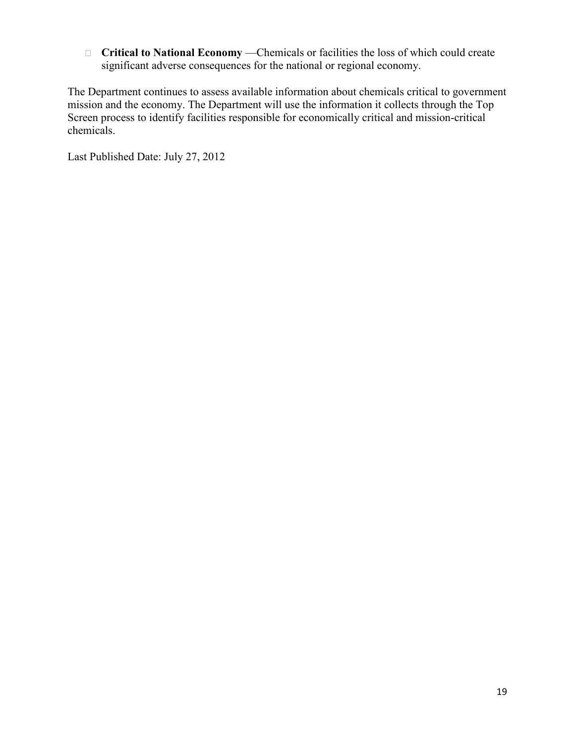- **Critical to National Economy** —Chemicals or facilities the loss of which could create significant adverse consequences for the national or regional economy.

The Department continues to assess available information about chemicals critical to government mission and the economy. The Department will use the information it collects through the Top Screen process to identify facilities responsible for economically critical and mission-critical chemicals.

Last Published Date: July 27, 2012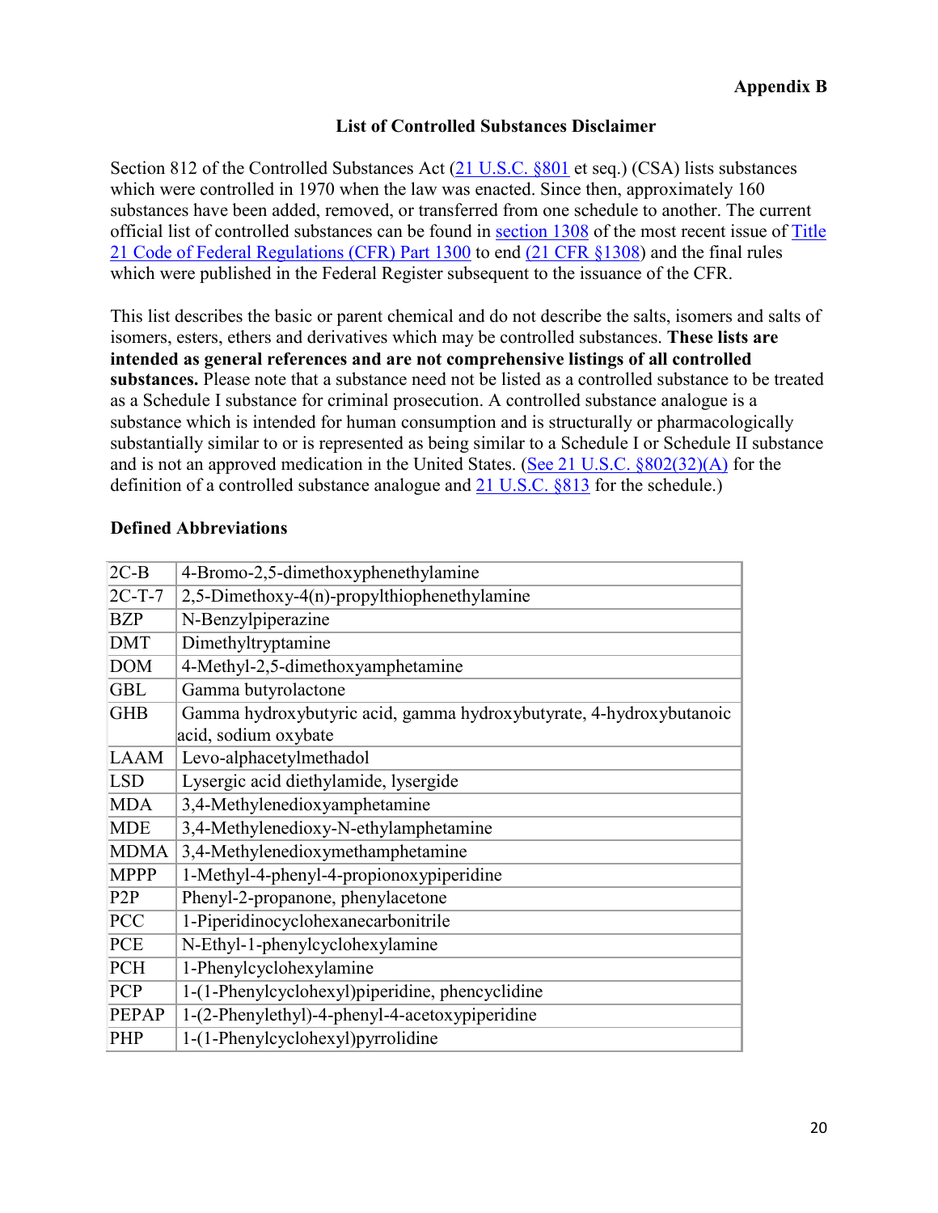**Appendix B**

## List of Controlled Substances Disclaimer

Section 812 of the Controlled Substances Act (21 U.S.C. §801 et seq.) (CSA) lists substances which were controlled in 1970 when the law was enacted. Since then, approximately 160 substances have been added, removed, or transferred from one schedule to another. The current official list of controlled substances can be found in section 1308 of the most recent issue of Title 21 Code of Federal Regulations (CFR) Part 1300 to end (21 CFR §1308) and the final rules which were published in the Federal Register subsequent to the issuance of the CFR.

This list describes the basic or parent chemical and do not describe the salts, isomers and salts of isomers, esters, ethers and derivatives which may be controlled substances. **These lists are intended as general references and are not comprehensive listings of all controlled substances.** Please note that a substance need not be listed as a controlled substance to be treated as a Schedule I substance for criminal prosecution. A controlled substance analogue is a substance which is intended for human consumption and is structurally or pharmacologically substantially similar to or is represented as being similar to a Schedule I or Schedule II substance and is not an approved medication in the United States. (See 21 U.S.C. §802(32)(A) for the definition of a controlled substance analogue and 21 U.S.C. §813 for the schedule.)

### Defined Abbreviations

| Abbreviation | Definition |
|---|---|
| 2C-B | 4-Bromo-2,5-dimethoxyphenethylamine |
| 2C-T-7 | 2,5-Dimethoxy-4(n)-propylthiophenethylamine |
| BZP | N-Benzylpiperazine |
| DMT | Dimethyltryptamine |
| DOM | 4-Methyl-2,5-dimethoxyamphetamine |
| GBL | Gamma butyrolactone |
| GHB | Gamma hydroxybutyric acid, gamma hydroxybutyrate, 4-hydroxybutanoic acid, sodium oxybate |
| LAAM | Levo-alphacetylmethadol |
| LSD | Lysergic acid diethylamide, lysergide |
| MDA | 3,4-Methylenedioxyamphetamine |
| MDE | 3,4-Methylenedioxy-N-ethylamphetamine |
| MDMA | 3,4-Methylenedioxymethamphetamine |
| MPPP | 1-Methyl-4-phenyl-4-propionoxypiperidine |
| P2P | Phenyl-2-propanone, phenylacetone |
| PCC | 1-Piperidinocyclohexanecarbonitrile |
| PCE | N-Ethyl-1-phenylcyclohexylamine |
| PCH | 1-Phenylcyclohexylamine |
| PCP | 1-(1-Phenylcyclohexyl)piperidine, phencyclidine |
| PEPAP | 1-(2-Phenylethyl)-4-phenyl-4-acetoxypiperidine |
| PHP | 1-(1-Phenylcyclohexyl)pyrrolidine |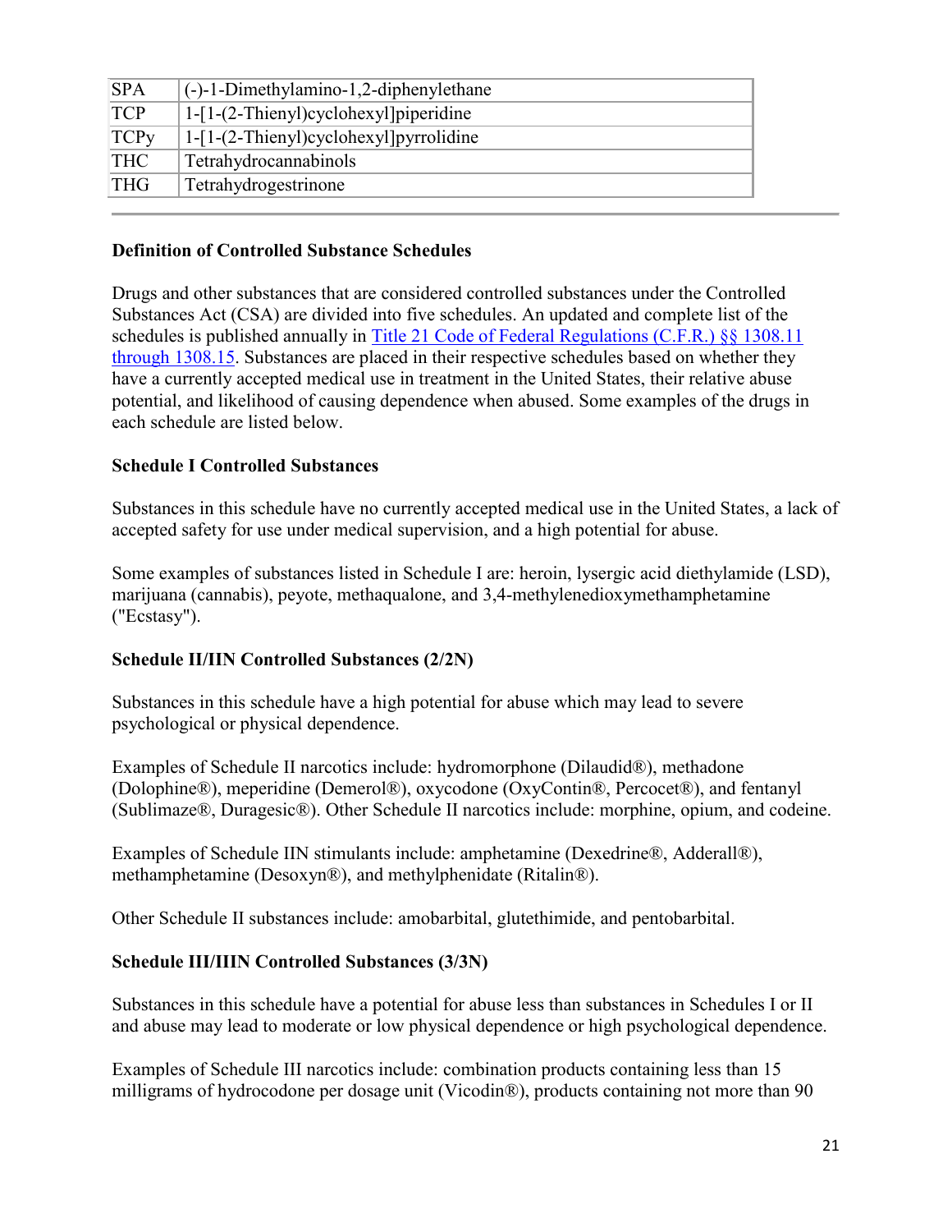| SPA | (-)-1-Dimethylamino-1,2-diphenylethane |
|---|---|
| TCP | 1-[1-(2-Thienyl)cyclohexyl]piperidine |
| TCPy | 1-[1-(2-Thienyl)cyclohexyl]pyrrolidine |
| THC | Tetrahydrocannabinols |
| THG | Tetrahydrogestrinone |

---

**Definition of Controlled Substance Schedules**

Drugs and other substances that are considered controlled substances under the Controlled Substances Act (CSA) are divided into five schedules. An updated and complete list of the schedules is published annually in Title 21 Code of Federal Regulations (C.F.R.) §§ 1308.11 through 1308.15. Substances are placed in their respective schedules based on whether they have a currently accepted medical use in treatment in the United States, their relative abuse potential, and likelihood of causing dependence when abused. Some examples of the drugs in each schedule are listed below.

**Schedule I Controlled Substances**

Substances in this schedule have no currently accepted medical use in the United States, a lack of accepted safety for use under medical supervision, and a high potential for abuse.

Some examples of substances listed in Schedule I are: heroin, lysergic acid diethylamide (LSD), marijuana (cannabis), peyote, methaqualone, and 3,4-methylenedioxymethamphetamine ("Ecstasy").

**Schedule II/IIN Controlled Substances (2/2N)**

Substances in this schedule have a high potential for abuse which may lead to severe psychological or physical dependence.

Examples of Schedule II narcotics include: hydromorphone (Dilaudid®), methadone (Dolophine®), meperidine (Demerol®), oxycodone (OxyContin®, Percocet®), and fentanyl (Sublimaze®, Duragesic®). Other Schedule II narcotics include: morphine, opium, and codeine.

Examples of Schedule IIN stimulants include: amphetamine (Dexedrine®, Adderall®), methamphetamine (Desoxyn®), and methylphenidate (Ritalin®).

Other Schedule II substances include: amobarbital, glutethimide, and pentobarbital.

**Schedule III/IIIN Controlled Substances (3/3N)**

Substances in this schedule have a potential for abuse less than substances in Schedules I or II and abuse may lead to moderate or low physical dependence or high psychological dependence.

Examples of Schedule III narcotics include: combination products containing less than 15 milligrams of hydrocodone per dosage unit (Vicodin®), products containing not more than 90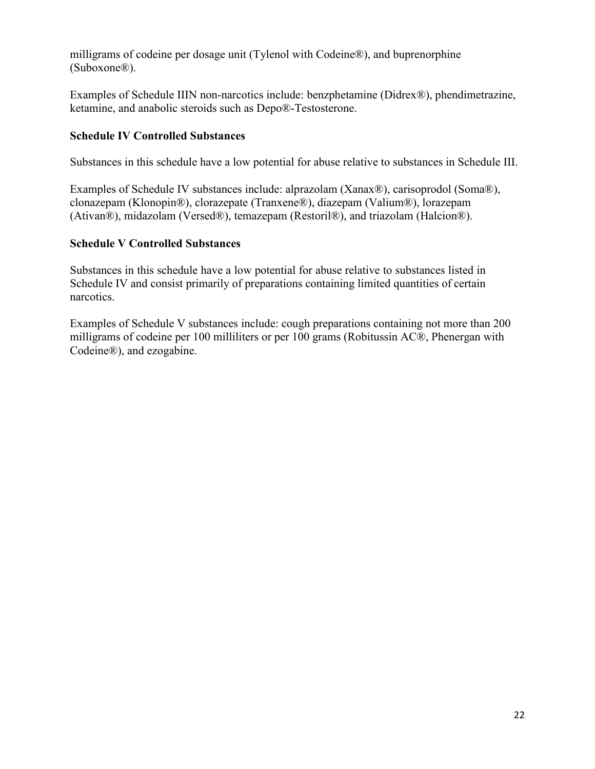milligrams of codeine per dosage unit (Tylenol with Codeine®), and buprenorphine (Suboxone®).

Examples of Schedule IIIN non-narcotics include: benzphetamine (Didrex®), phendimetrazine, ketamine, and anabolic steroids such as Depo®-Testosterone.

**Schedule IV Controlled Substances**

Substances in this schedule have a low potential for abuse relative to substances in Schedule III.

Examples of Schedule IV substances include: alprazolam (Xanax®), carisoprodol (Soma®), clonazepam (Klonopin®), clorazepate (Tranxene®), diazepam (Valium®), lorazepam (Ativan®), midazolam (Versed®), temazepam (Restoril®), and triazolam (Halcion®).

**Schedule V Controlled Substances**

Substances in this schedule have a low potential for abuse relative to substances listed in Schedule IV and consist primarily of preparations containing limited quantities of certain narcotics.

Examples of Schedule V substances include: cough preparations containing not more than 200 milligrams of codeine per 100 milliliters or per 100 grams (Robitussin AC®, Phenergan with Codeine®), and ezogabine.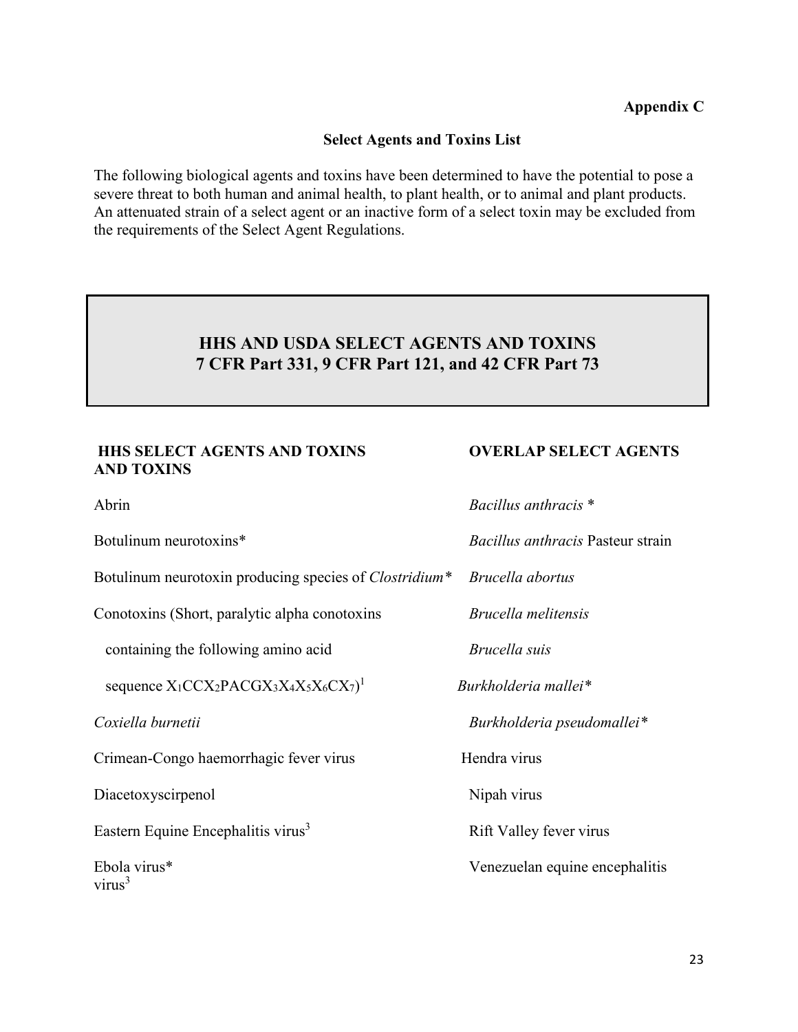**Appendix C**

## Select Agents and Toxins List

The following biological agents and toxins have been determined to have the potential to pose a severe threat to both human and animal health, to plant health, or to animal and plant products. An attenuated strain of a select agent or an inactive form of a select toxin may be excluded from the requirements of the Select Agent Regulations.

## HHS AND USDA SELECT AGENTS AND TOXINS
## 7 CFR Part 331, 9 CFR Part 121, and 42 CFR Part 73

| HHS SELECT AGENTS AND TOXINS | OVERLAP SELECT AGENTS AND TOXINS |
|---|---|
| Abrin | *Bacillus anthracis* * |
| Botulinum neurotoxins* | *Bacillus anthracis* Pasteur strain |
| Botulinum neurotoxin producing species of *Clostridium** | *Brucella abortus* |
| Conotoxins (Short, paralytic alpha conotoxins containing the following amino acid sequence $X_1CCX_2PACGX_3X_4X_5X_6CX_7$)[1] | *Brucella melitensis* |
| | *Brucella suis* |
| | *Burkholderia mallei** |
| *Coxiella burnetii* | *Burkholderia pseudomallei** |
| Crimean-Congo haemorrhagic fever virus | Hendra virus |
| Diacetoxyscirpenol | Nipah virus |
| Eastern Equine Encephalitis virus[3] | Rift Valley fever virus |
| Ebola virus* | Venezuelan equine encephalitis virus[3] |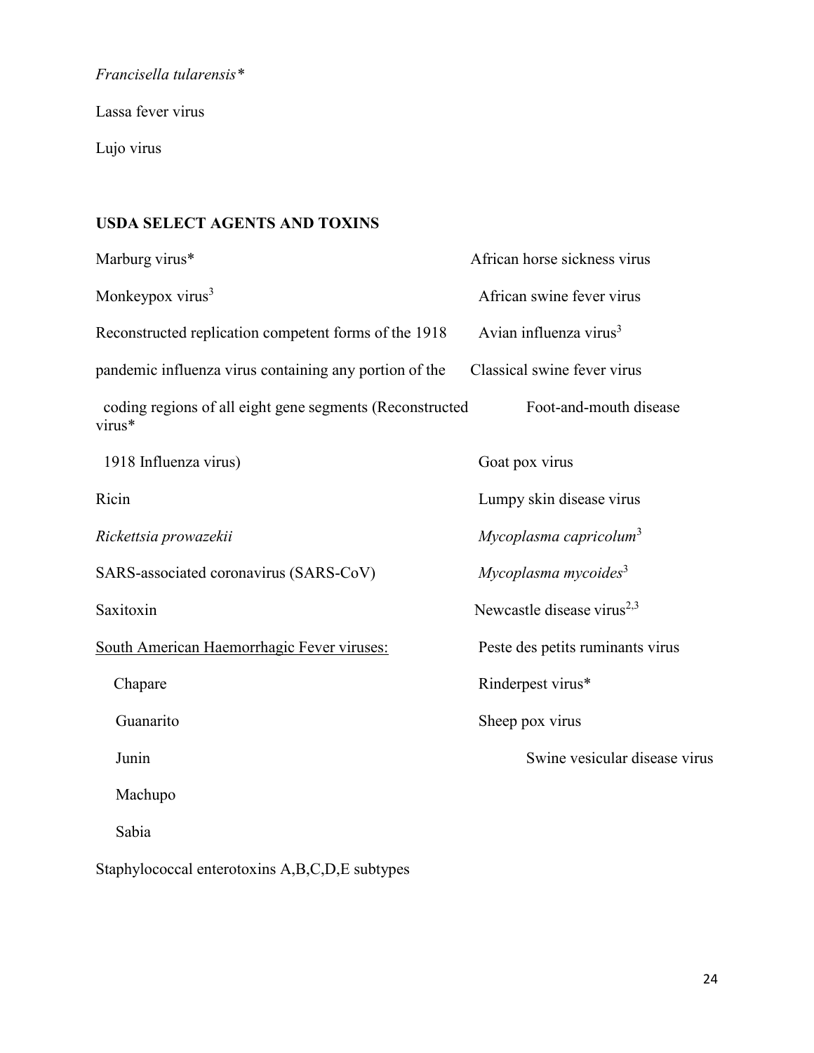*Francisella tularensis**

Lassa fever virus

Lujo virus

**USDA SELECT AGENTS AND TOXINS**

Marburg virus*

Monkeypox virus[3]

Reconstructed replication competent forms of the 1918 pandemic influenza virus containing any portion of the coding regions of all eight gene segments (Reconstructed 1918 Influenza virus)

Ricin

*Rickettsia prowazekii*

SARS-associated coronavirus (SARS-CoV)

Saxitoxin

South American Haemorrhagic Fever viruses:

- Chapare
- Guanarito
- Junin
- Machupo
- Sabia

Staphylococcal enterotoxins A,B,C,D,E subtypes

African horse sickness virus

African swine fever virus

Avian influenza virus[3]

Classical swine fever virus

Foot-and-mouth disease virus*

Goat pox virus

Lumpy skin disease virus

*Mycoplasma capricolum*[3]

*Mycoplasma mycoides*[3]

Newcastle disease virus[2,3]

Peste des petits ruminants virus

Rinderpest virus*

Sheep pox virus

Swine vesicular disease virus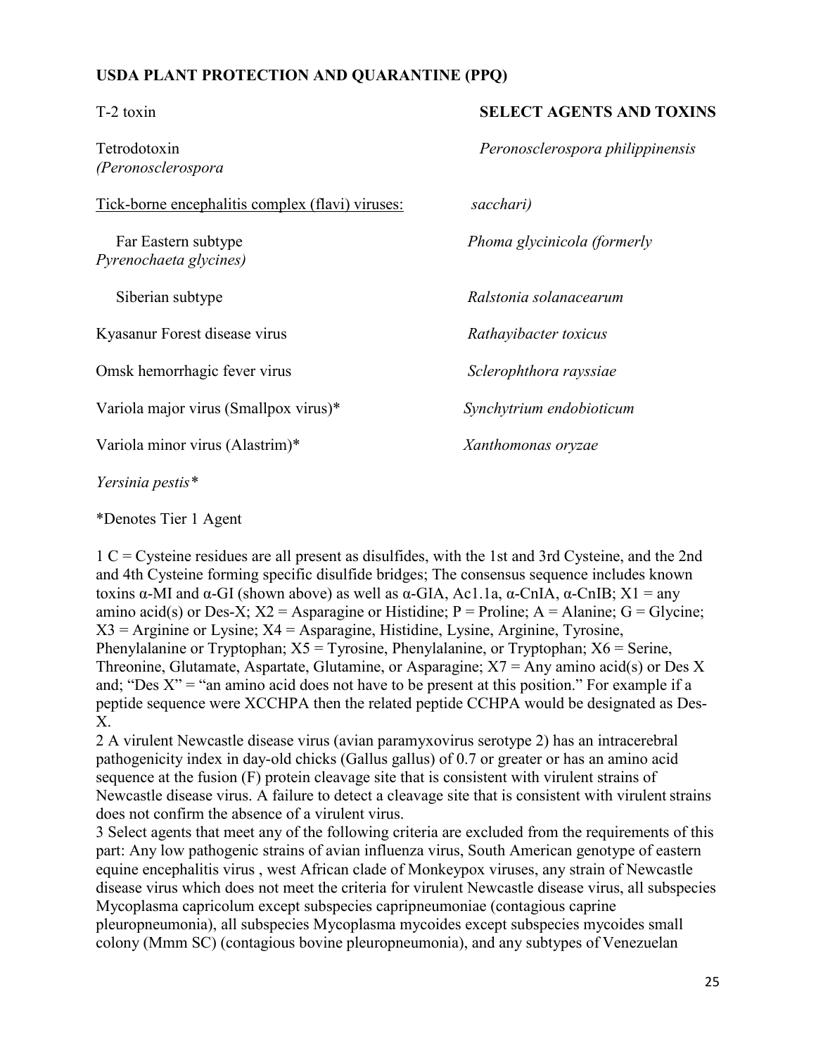**USDA PLANT PROTECTION AND QUARANTINE (PPQ)**

T-2 toxin

Tetrodotoxin

Tick-borne encephalitis complex (flavi) viruses:

Far Eastern subtype

Siberian subtype

Kyasanur Forest disease virus

Omsk hemorrhagic fever virus

Variola major virus (Smallpox virus)*

Variola minor virus (Alastrim)*

*Yersinia pestis**

**SELECT AGENTS AND TOXINS**

*Peronosclerospora philippinensis (Peronosclerospora sacchari)*

*Phoma glycinicola (formerly Pyrenochaeta glycines)*

*Ralstonia solanacearum*

*Rathayibacter toxicus*

*Sclerophthora rayssiae*

*Synchytrium endobioticum*

*Xanthomonas oryzae*

*Denotes Tier 1 Agent

1 C = Cysteine residues are all present as disulfides, with the 1st and 3rd Cysteine, and the 2nd and 4th Cysteine forming specific disulfide bridges; The consensus sequence includes known toxins α-MI and α-GI (shown above) as well as α-GIA, Ac1.1a, α-CnIA, α-CnIB; X1 = any amino acid(s) or Des-X; X2 = Asparagine or Histidine; P = Proline; A = Alanine; G = Glycine; X3 = Arginine or Lysine; X4 = Asparagine, Histidine, Lysine, Arginine, Tyrosine, Phenylalanine or Tryptophan; X5 = Tyrosine, Phenylalanine, or Tryptophan; X6 = Serine, Threonine, Glutamate, Aspartate, Glutamine, or Asparagine; X7 = Any amino acid(s) or Des X and; "Des X" = "an amino acid does not have to be present at this position." For example if a peptide sequence were XCCHPA then the related peptide CCHPA would be designated as Des-X.

2 A virulent Newcastle disease virus (avian paramyxovirus serotype 2) has an intracerebral pathogenicity index in day-old chicks (Gallus gallus) of 0.7 or greater or has an amino acid sequence at the fusion (F) protein cleavage site that is consistent with virulent strains of Newcastle disease virus. A failure to detect a cleavage site that is consistent with virulent strains does not confirm the absence of a virulent virus.

3 Select agents that meet any of the following criteria are excluded from the requirements of this part: Any low pathogenic strains of avian influenza virus, South American genotype of eastern equine encephalitis virus , west African clade of Monkeypox viruses, any strain of Newcastle disease virus which does not meet the criteria for virulent Newcastle disease virus, all subspecies Mycoplasma capricolum except subspecies capripneumoniae (contagious caprine pleuropneumonia), all subspecies Mycoplasma mycoides except subspecies mycoides small colony (Mmm SC) (contagious bovine pleuropneumonia), and any subtypes of Venezuelan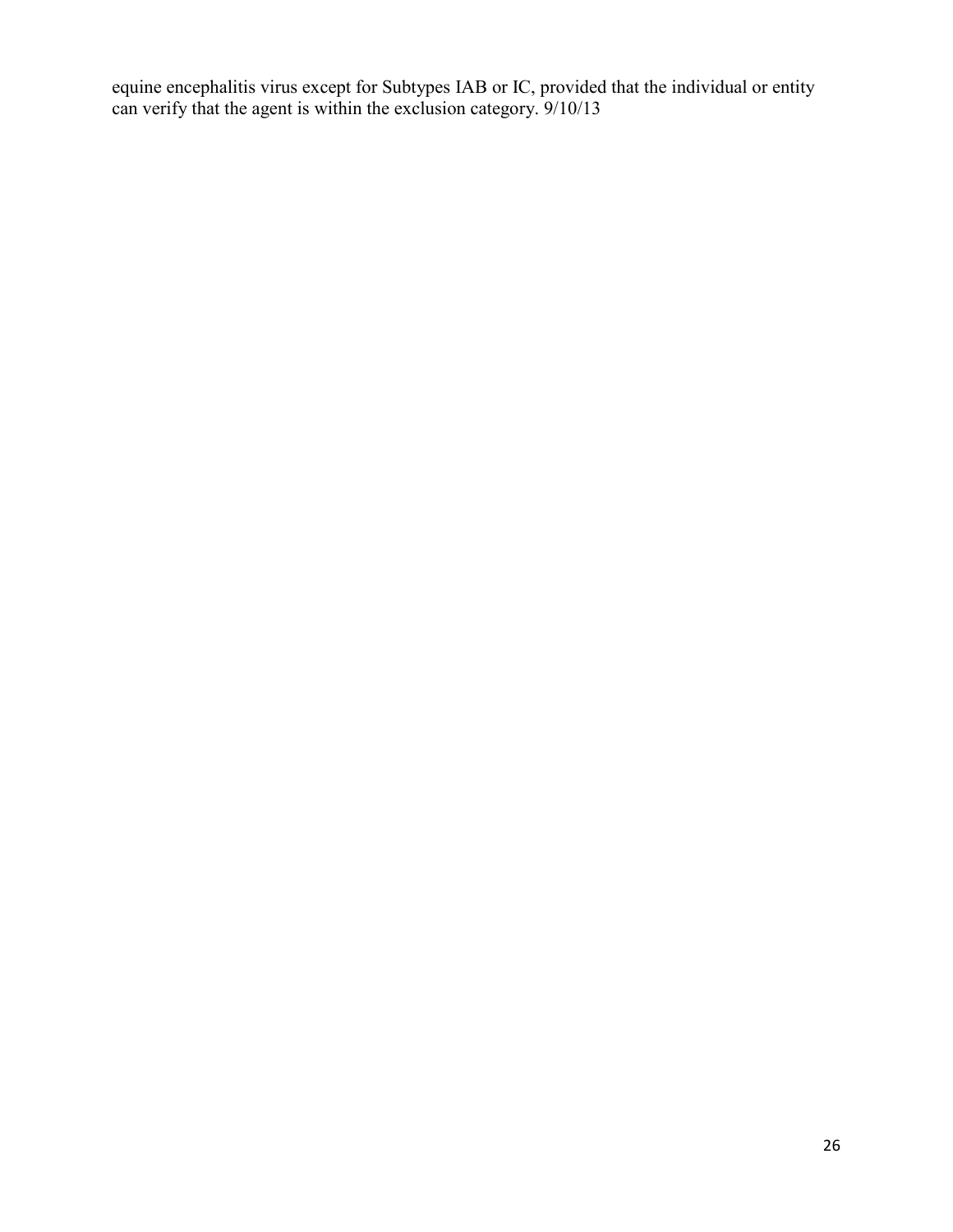equine encephalitis virus except for Subtypes IAB or IC, provided that the individual or entity can verify that the agent is within the exclusion category. 9/10/13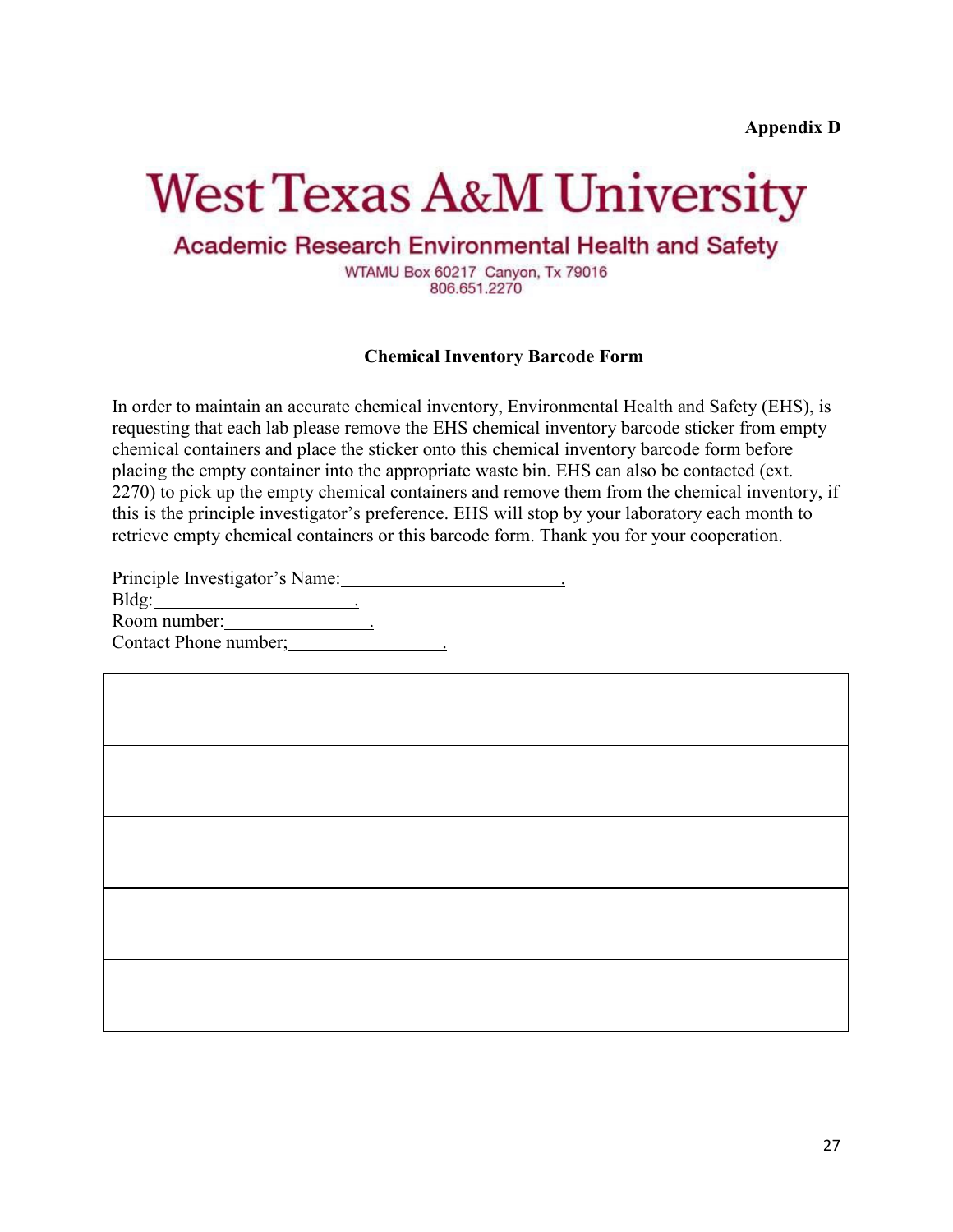**Appendix D**

# West Texas A&M University

## Academic Research Environmental Health and Safety

WTAMU Box 60217 Canyon, Tx 79016
806.651.2270

### Chemical Inventory Barcode Form

In order to maintain an accurate chemical inventory, Environmental Health and Safety (EHS), is requesting that each lab please remove the EHS chemical inventory barcode sticker from empty chemical containers and place the sticker onto this chemical inventory barcode form before placing the empty container into the appropriate waste bin. EHS can also be contacted (ext. 2270) to pick up the empty chemical containers and remove them from the chemical inventory, if this is the principle investigator's preference. EHS will stop by your laboratory each month to retrieve empty chemical containers or this barcode form. Thank you for your cooperation.

Principle Investigator's Name:________________________.
Bldg:______________________.
Room number:________________.
Contact Phone number;_________________.

| | |
|---|---|
| | |
| | |
| | |
| | |
| | |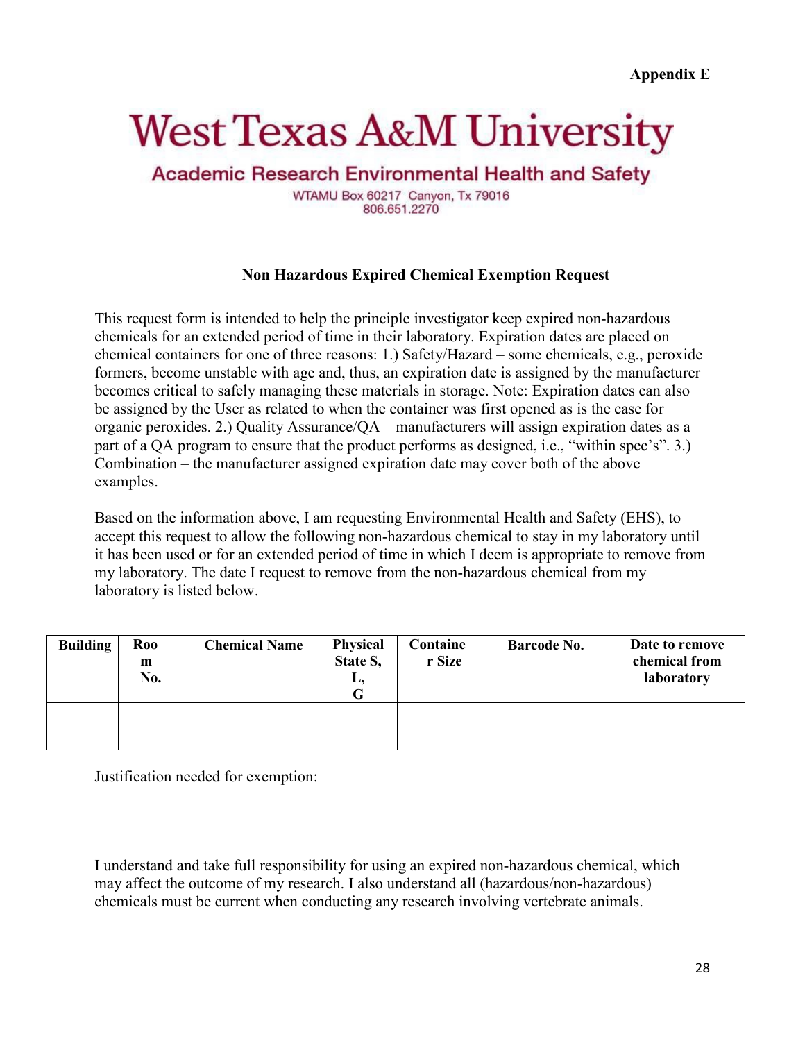**Appendix E**

# West Texas A&M University

## Academic Research Environmental Health and Safety

WTAMU Box 60217 Canyon, Tx 79016
806.651.2270

### Non Hazardous Expired Chemical Exemption Request

This request form is intended to help the principle investigator keep expired non-hazardous chemicals for an extended period of time in their laboratory. Expiration dates are placed on chemical containers for one of three reasons: 1.) Safety/Hazard – some chemicals, e.g., peroxide formers, become unstable with age and, thus, an expiration date is assigned by the manufacturer becomes critical to safely managing these materials in storage. Note: Expiration dates can also be assigned by the User as related to when the container was first opened as is the case for organic peroxides. 2.) Quality Assurance/QA – manufacturers will assign expiration dates as a part of a QA program to ensure that the product performs as designed, i.e., "within spec's". 3.) Combination – the manufacturer assigned expiration date may cover both of the above examples.

Based on the information above, I am requesting Environmental Health and Safety (EHS), to accept this request to allow the following non-hazardous chemical to stay in my laboratory until it has been used or for an extended period of time in which I deem is appropriate to remove from my laboratory. The date I request to remove from the non-hazardous chemical from my laboratory is listed below.

| Building | Room No. | Chemical Name | Physical State S, L, G | Container Size | Barcode No. | Date to remove chemical from laboratory |
|---|---|---|---|---|---|---|
| | | | | | | |

Justification needed for exemption:

I understand and take full responsibility for using an expired non-hazardous chemical, which may affect the outcome of my research. I also understand all (hazardous/non-hazardous) chemicals must be current when conducting any research involving vertebrate animals.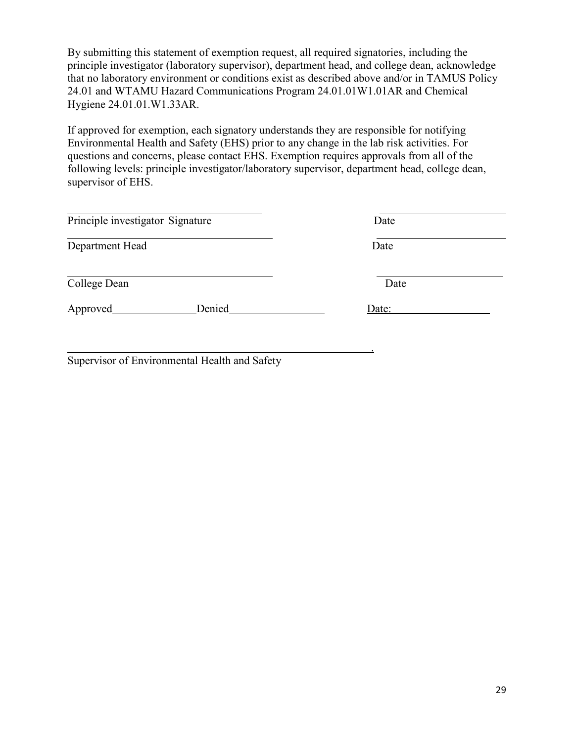By submitting this statement of exemption request, all required signatories, including the principle investigator (laboratory supervisor), department head, and college dean, acknowledge that no laboratory environment or conditions exist as described above and/or in TAMUS Policy 24.01 and WTAMU Hazard Communications Program 24.01.01W1.01AR and Chemical Hygiene 24.01.01.W1.33AR.

If approved for exemption, each signatory understands they are responsible for notifying Environmental Health and Safety (EHS) prior to any change in the lab risk activities. For questions and concerns, please contact EHS. Exemption requires approvals from all of the following levels: principle investigator/laboratory supervisor, department head, college dean, supervisor of EHS.

\_\_\_\_\_\_\_\_\_\_\_\_\_\_\_\_\_\_\_\_\_\_\_\_\_\_\_\_\_\_\_\_\_\_\_\_ \_\_\_\_\_\_\_\_\_\_\_\_\_\_\_\_\_\_\_\_\_\_\_\_

Principle investigator Signature Date

\_\_\_\_\_\_\_\_\_\_\_\_\_\_\_\_\_\_\_\_\_\_\_\_\_\_\_\_\_\_\_\_\_\_\_\_ \_\_\_\_\_\_\_\_\_\_\_\_\_\_\_\_\_\_\_\_\_\_\_\_

Department Head Date

\_\_\_\_\_\_\_\_\_\_\_\_\_\_\_\_\_\_\_\_\_\_\_\_\_\_\_\_\_\_\_\_\_\_\_\_ \_\_\_\_\_\_\_\_\_\_\_\_\_\_\_\_\_\_\_\_\_\_\_\_

College Dean Date

Approved\_\_\_\_\_\_\_\_\_\_\_\_\_\_\_Denied\_\_\_\_\_\_\_\_\_\_\_\_\_\_\_\_\_ Date:\_\_\_\_\_\_\_\_\_\_\_\_\_\_\_\_\_\_

\_\_\_\_\_\_\_\_\_\_\_\_\_\_\_\_\_\_\_\_\_\_\_\_\_\_\_\_\_\_\_\_\_\_\_\_\_\_\_\_\_\_\_\_\_\_\_\_\_\_\_\_\_\_\_\_.

Supervisor of Environmental Health and Safety